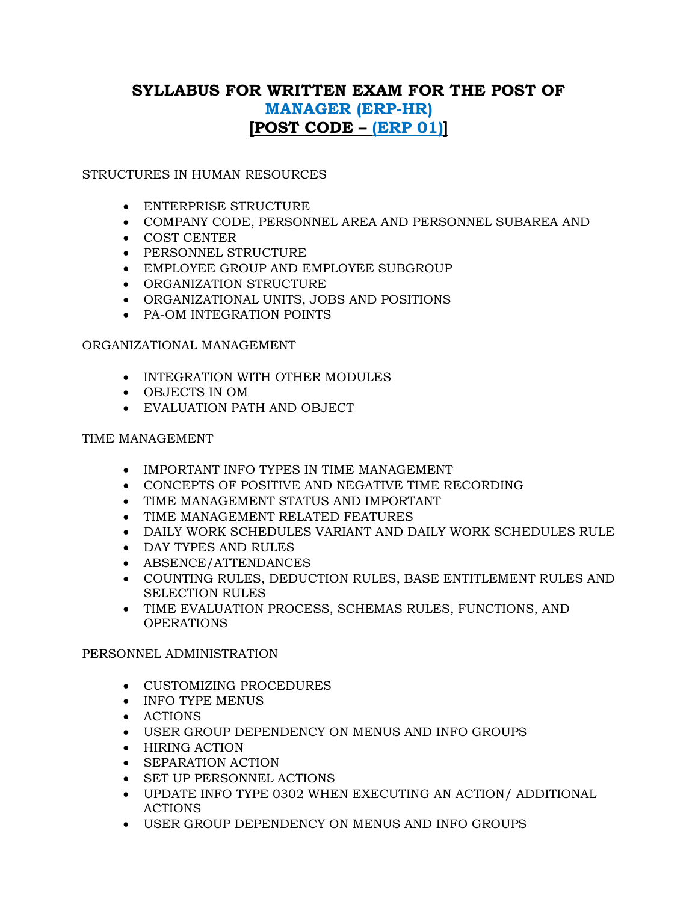# SYLLABUS FOR WRITTEN EXAM FOR THE POST OF MANAGER (ERP-HR) [POST CODE – (ERP 01)]

STRUCTURES IN HUMAN RESOURCES

- ENTERPRISE STRUCTURE
- COMPANY CODE, PERSONNEL AREA AND PERSONNEL SUBAREA AND
- COST CENTER
- PERSONNEL STRUCTURE
- EMPLOYEE GROUP AND EMPLOYEE SUBGROUP
- ORGANIZATION STRUCTURE
- ORGANIZATIONAL UNITS, JOBS AND POSITIONS
- PA-OM INTEGRATION POINTS

ORGANIZATIONAL MANAGEMENT

- INTEGRATION WITH OTHER MODULES
- OBJECTS IN OM
- EVALUATION PATH AND OBJECT

TIME MANAGEMENT

- IMPORTANT INFO TYPES IN TIME MANAGEMENT
- CONCEPTS OF POSITIVE AND NEGATIVE TIME RECORDING
- TIME MANAGEMENT STATUS AND IMPORTANT
- TIME MANAGEMENT RELATED FEATURES
- DAILY WORK SCHEDULES VARIANT AND DAILY WORK SCHEDULES RULE
- DAY TYPES AND RULES
- ABSENCE/ATTENDANCES
- COUNTING RULES, DEDUCTION RULES, BASE ENTITLEMENT RULES AND SELECTION RULES
- TIME EVALUATION PROCESS, SCHEMAS RULES, FUNCTIONS, AND OPERATIONS

PERSONNEL ADMINISTRATION

- CUSTOMIZING PROCEDURES
- INFO TYPE MENUS
- ACTIONS
- USER GROUP DEPENDENCY ON MENUS AND INFO GROUPS
- HIRING ACTION
- SEPARATION ACTION
- SET UP PERSONNEL ACTIONS
- UPDATE INFO TYPE 0302 WHEN EXECUTING AN ACTION/ ADDITIONAL ACTIONS
- USER GROUP DEPENDENCY ON MENUS AND INFO GROUPS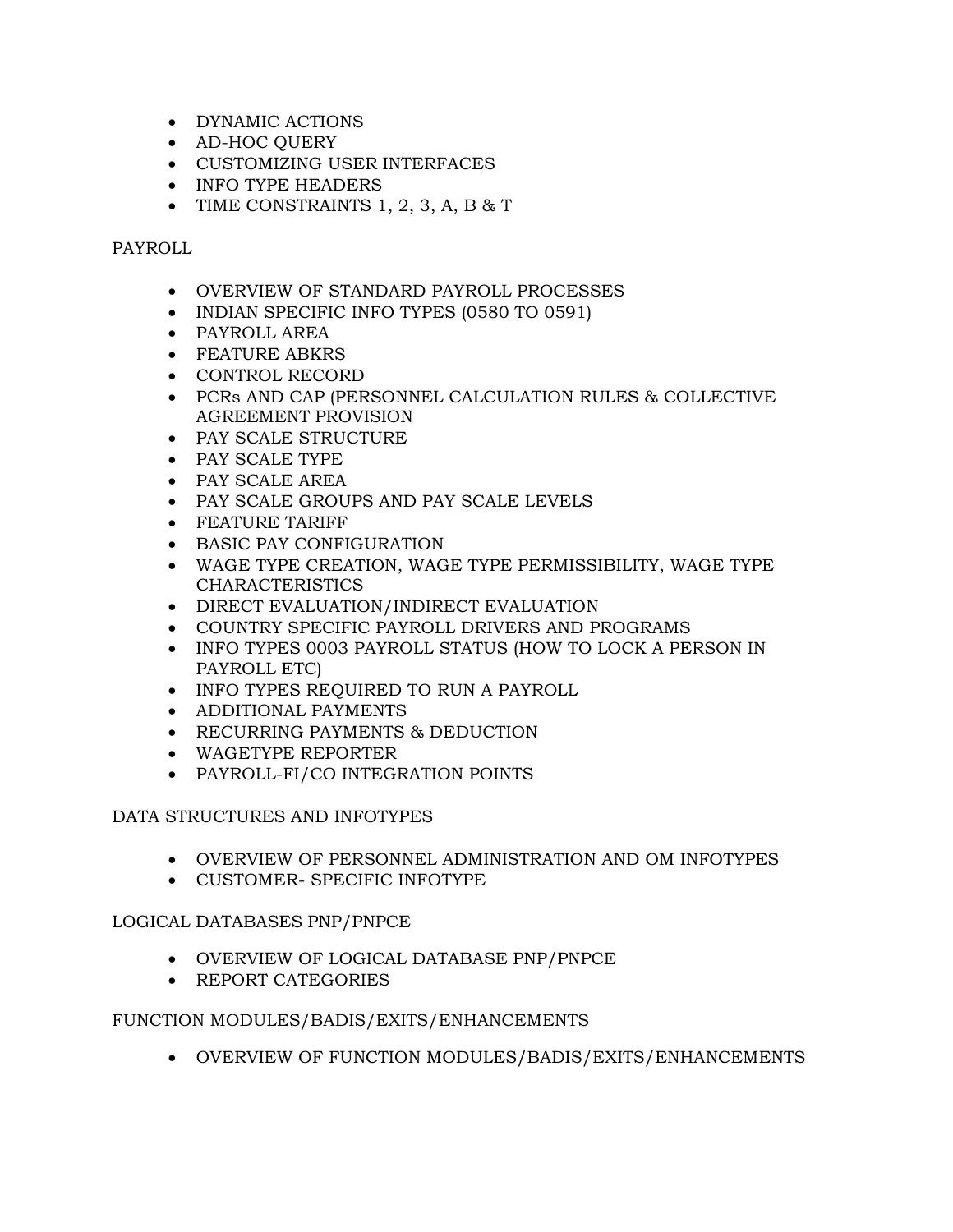- DYNAMIC ACTIONS
- AD-HOC QUERY
- CUSTOMIZING USER INTERFACES
- INFO TYPE HEADERS
- TIME CONSTRAINTS 1, 2, 3, A, B & T

PAYROLL

- OVERVIEW OF STANDARD PAYROLL PROCESSES
- INDIAN SPECIFIC INFO TYPES (0580 TO 0591)
- PAYROLL AREA
- FEATURE ABKRS
- CONTROL RECORD
- PCRs AND CAP (PERSONNEL CALCULATION RULES & COLLECTIVE AGREEMENT PROVISION
- PAY SCALE STRUCTURE
- PAY SCALE TYPE
- PAY SCALE AREA
- PAY SCALE GROUPS AND PAY SCALE LEVELS
- FEATURE TARIFF
- BASIC PAY CONFIGURATION
- WAGE TYPE CREATION, WAGE TYPE PERMISSIBILITY, WAGE TYPE CHARACTERISTICS
- DIRECT EVALUATION/INDIRECT EVALUATION
- COUNTRY SPECIFIC PAYROLL DRIVERS AND PROGRAMS
- INFO TYPES 0003 PAYROLL STATUS (HOW TO LOCK A PERSON IN PAYROLL ETC)
- INFO TYPES REQUIRED TO RUN A PAYROLL
- ADDITIONAL PAYMENTS
- RECURRING PAYMENTS & DEDUCTION
- WAGETYPE REPORTER
- PAYROLL-FI/CO INTEGRATION POINTS

DATA STRUCTURES AND INFOTYPES

- OVERVIEW OF PERSONNEL ADMINISTRATION AND OM INFOTYPES
- CUSTOMER- SPECIFIC INFOTYPE

LOGICAL DATABASES PNP/PNPCE

- OVERVIEW OF LOGICAL DATABASE PNP/PNPCE
- REPORT CATEGORIES

FUNCTION MODULES/BADIS/EXITS/ENHANCEMENTS

- OVERVIEW OF FUNCTION MODULES/BADIS/EXITS/ENHANCEMENTS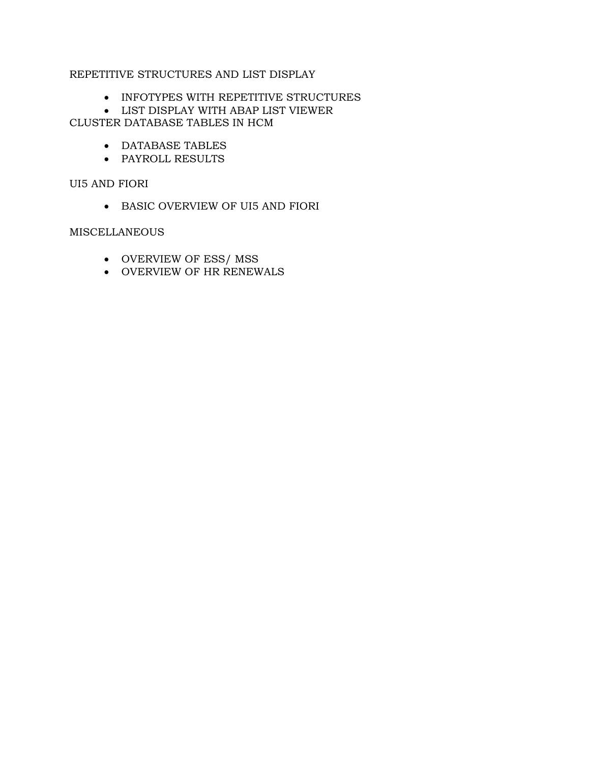REPETITIVE STRUCTURES AND LIST DISPLAY

- INFOTYPES WITH REPETITIVE STRUCTURES
- LIST DISPLAY WITH ABAP LIST VIEWER

CLUSTER DATABASE TABLES IN HCM

- DATABASE TABLES
- PAYROLL RESULTS

UI5 AND FIORI

- BASIC OVERVIEW OF UI5 AND FIORI

MISCELLANEOUS

- OVERVIEW OF ESS/ MSS
- OVERVIEW OF HR RENEWALS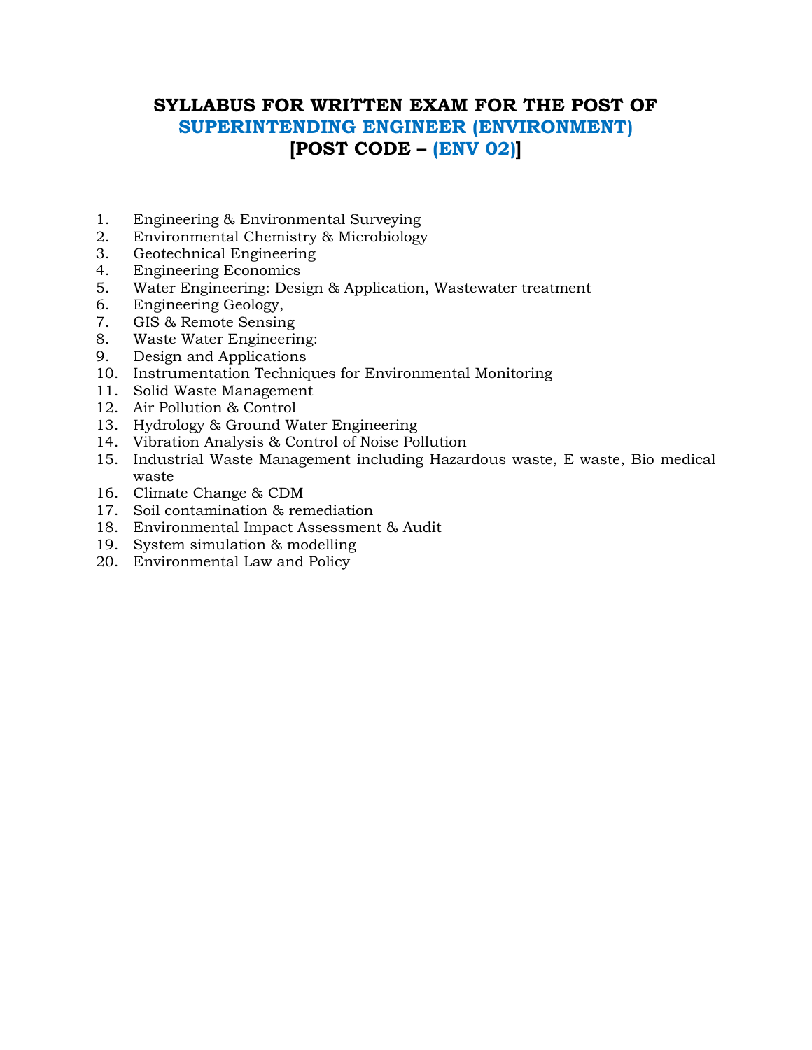# SYLLABUS FOR WRITTEN EXAM FOR THE POST OF
# SUPERINTENDING ENGINEER (ENVIRONMENT)
# [POST CODE – (ENV 02)]

1. Engineering & Environmental Surveying
2. Environmental Chemistry & Microbiology
3. Geotechnical Engineering
4. Engineering Economics
5. Water Engineering: Design & Application, Wastewater treatment
6. Engineering Geology,
7. GIS & Remote Sensing
8. Waste Water Engineering:
9. Design and Applications
10. Instrumentation Techniques for Environmental Monitoring
11. Solid Waste Management
12. Air Pollution & Control
13. Hydrology & Ground Water Engineering
14. Vibration Analysis & Control of Noise Pollution
15. Industrial Waste Management including Hazardous waste, E waste, Bio medical waste
16. Climate Change & CDM
17. Soil contamination & remediation
18. Environmental Impact Assessment & Audit
19. System simulation & modelling
20. Environmental Law and Policy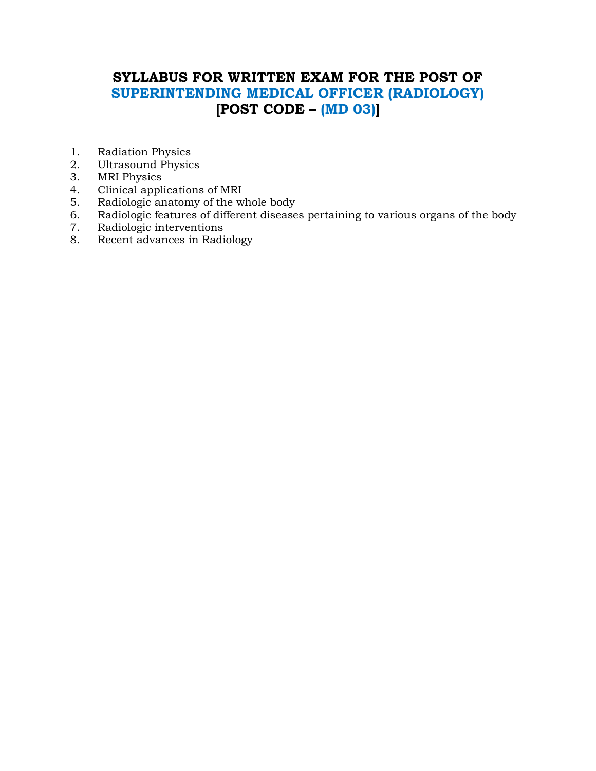# SYLLABUS FOR WRITTEN EXAM FOR THE POST OF SUPERINTENDING MEDICAL OFFICER (RADIOLOGY) [POST CODE – (MD 03)]

1. Radiation Physics
2. Ultrasound Physics
3. MRI Physics
4. Clinical applications of MRI
5. Radiologic anatomy of the whole body
6. Radiologic features of different diseases pertaining to various organs of the body
7. Radiologic interventions
8. Recent advances in Radiology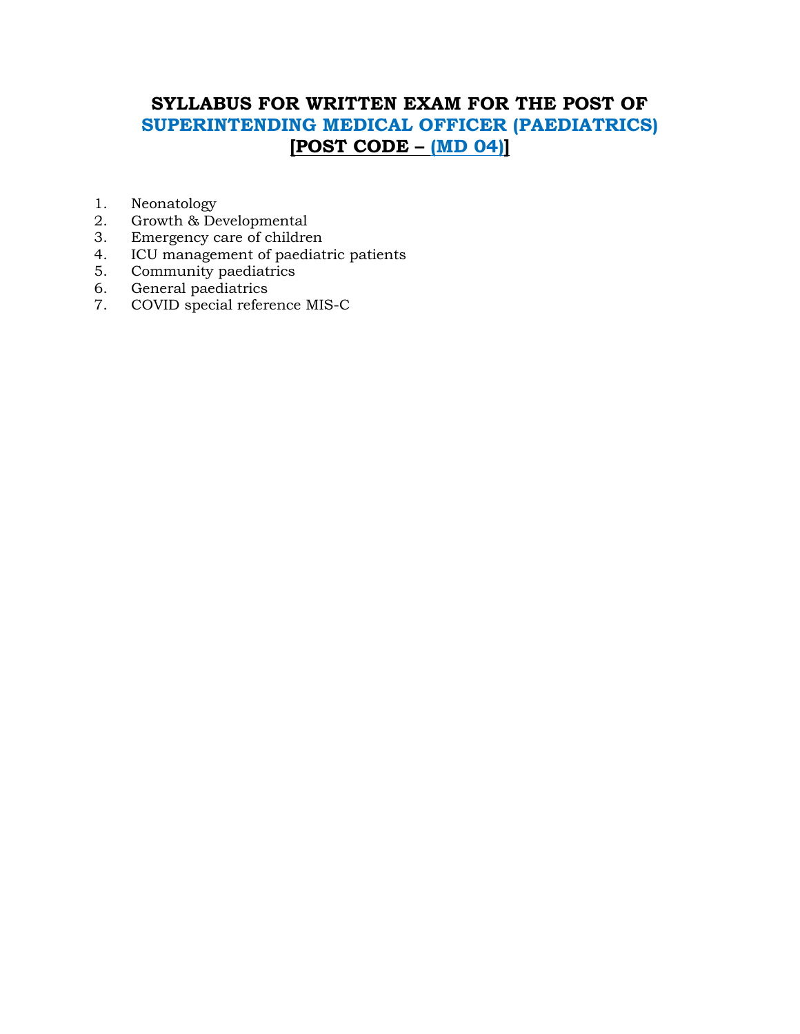# SYLLABUS FOR WRITTEN EXAM FOR THE POST OF SUPERINTENDING MEDICAL OFFICER (PAEDIATRICS) [POST CODE – (MD 04)]

1. Neonatology
2. Growth & Developmental
3. Emergency care of children
4. ICU management of paediatric patients
5. Community paediatrics
6. General paediatrics
7. COVID special reference MIS-C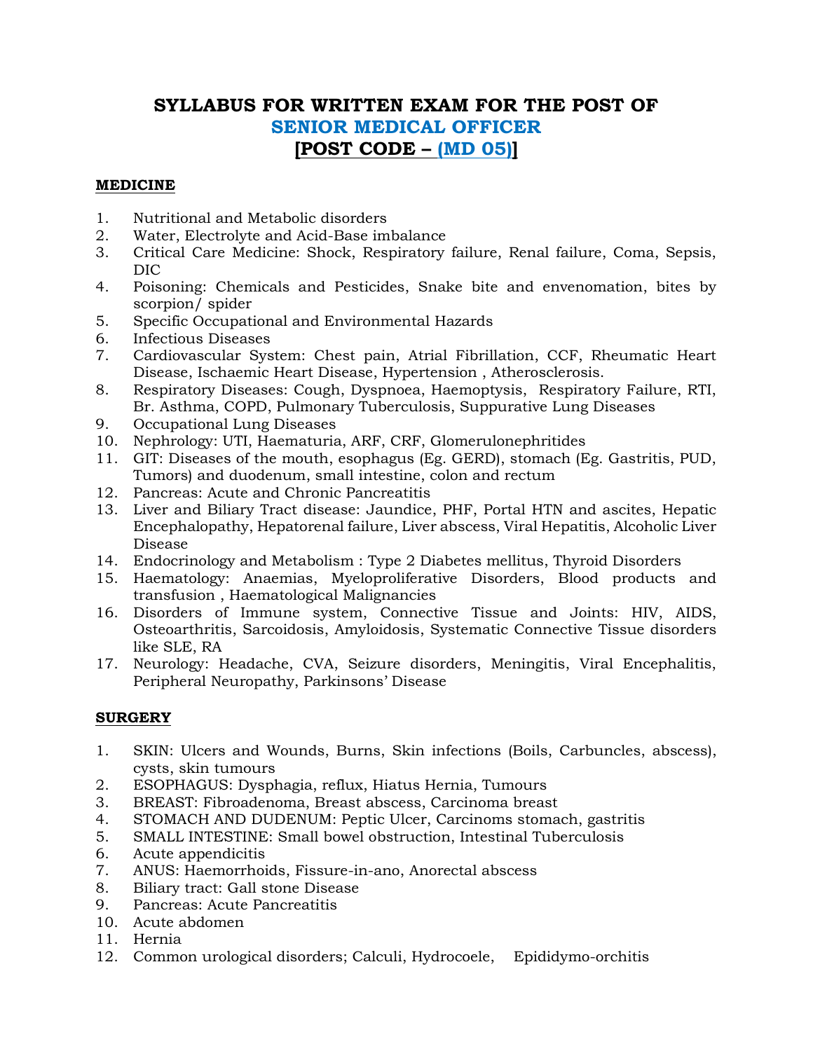# SYLLABUS FOR WRITTEN EXAM FOR THE POST OF SENIOR MEDICAL OFFICER [POST CODE – (MD 05)]

## MEDICINE

1. Nutritional and Metabolic disorders
2. Water, Electrolyte and Acid-Base imbalance
3. Critical Care Medicine: Shock, Respiratory failure, Renal failure, Coma, Sepsis, DIC
4. Poisoning: Chemicals and Pesticides, Snake bite and envenomation, bites by scorpion/ spider
5. Specific Occupational and Environmental Hazards
6. Infectious Diseases
7. Cardiovascular System: Chest pain, Atrial Fibrillation, CCF, Rheumatic Heart Disease, Ischaemic Heart Disease, Hypertension , Atherosclerosis.
8. Respiratory Diseases: Cough, Dyspnoea, Haemoptysis, Respiratory Failure, RTI, Br. Asthma, COPD, Pulmonary Tuberculosis, Suppurative Lung Diseases
9. Occupational Lung Diseases
10. Nephrology: UTI, Haematuria, ARF, CRF, Glomerulonephritides
11. GIT: Diseases of the mouth, esophagus (Eg. GERD), stomach (Eg. Gastritis, PUD, Tumors) and duodenum, small intestine, colon and rectum
12. Pancreas: Acute and Chronic Pancreatitis
13. Liver and Biliary Tract disease: Jaundice, PHF, Portal HTN and ascites, Hepatic Encephalopathy, Hepatorenal failure, Liver abscess, Viral Hepatitis, Alcoholic Liver Disease
14. Endocrinology and Metabolism : Type 2 Diabetes mellitus, Thyroid Disorders
15. Haematology: Anaemias, Myeloproliferative Disorders, Blood products and transfusion , Haematological Malignancies
16. Disorders of Immune system, Connective Tissue and Joints: HIV, AIDS, Osteoarthritis, Sarcoidosis, Amyloidosis, Systematic Connective Tissue disorders like SLE, RA
17. Neurology: Headache, CVA, Seizure disorders, Meningitis, Viral Encephalitis, Peripheral Neuropathy, Parkinsons' Disease

## SURGERY

1. SKIN: Ulcers and Wounds, Burns, Skin infections (Boils, Carbuncles, abscess), cysts, skin tumours
2. ESOPHAGUS: Dysphagia, reflux, Hiatus Hernia, Tumours
3. BREAST: Fibroadenoma, Breast abscess, Carcinoma breast
4. STOMACH AND DUDENUM: Peptic Ulcer, Carcinoms stomach, gastritis
5. SMALL INTESTINE: Small bowel obstruction, Intestinal Tuberculosis
6. Acute appendicitis
7. ANUS: Haemorrhoids, Fissure-in-ano, Anorectal abscess
8. Biliary tract: Gall stone Disease
9. Pancreas: Acute Pancreatitis
10. Acute abdomen
11. Hernia
12. Common urological disorders; Calculi, Hydrocoele, Epididymo-orchitis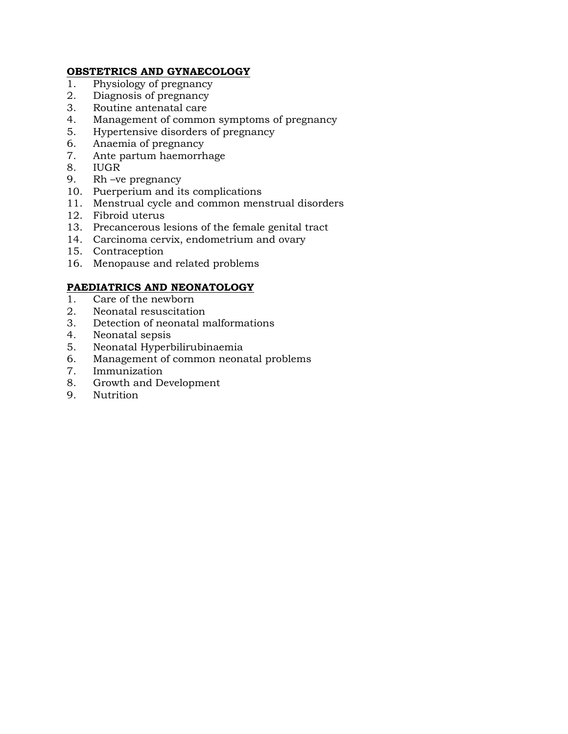**OBSTETRICS AND GYNAECOLOGY**

1. Physiology of pregnancy
2. Diagnosis of pregnancy
3. Routine antenatal care
4. Management of common symptoms of pregnancy
5. Hypertensive disorders of pregnancy
6. Anaemia of pregnancy
7. Ante partum haemorrhage
8. IUGR
9. Rh –ve pregnancy
10. Puerperium and its complications
11. Menstrual cycle and common menstrual disorders
12. Fibroid uterus
13. Precancerous lesions of the female genital tract
14. Carcinoma cervix, endometrium and ovary
15. Contraception
16. Menopause and related problems

**PAEDIATRICS AND NEONATOLOGY**

1. Care of the newborn
2. Neonatal resuscitation
3. Detection of neonatal malformations
4. Neonatal sepsis
5. Neonatal Hyperbilirubinaemia
6. Management of common neonatal problems
7. Immunization
8. Growth and Development
9. Nutrition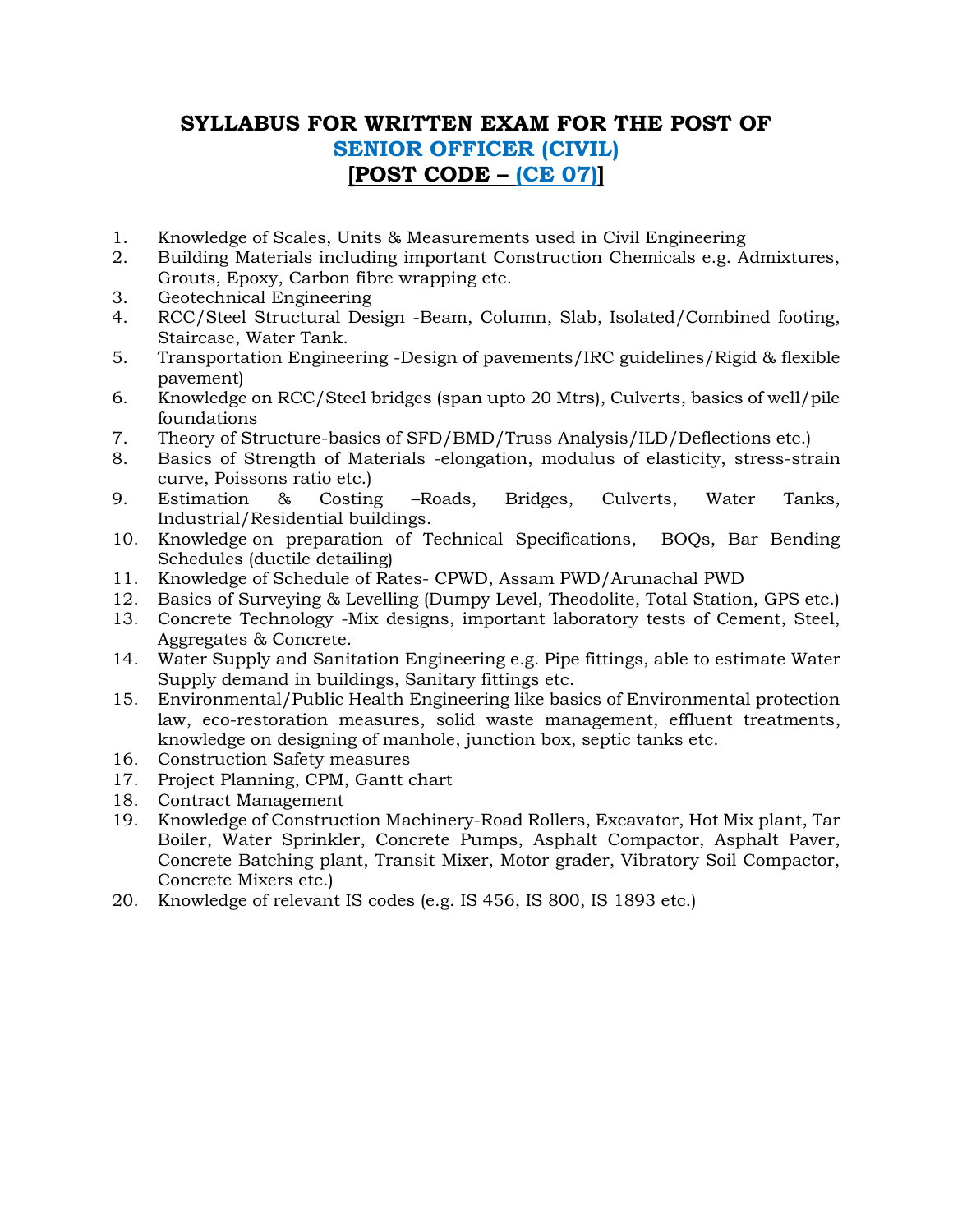# SYLLABUS FOR WRITTEN EXAM FOR THE POST OF SENIOR OFFICER (CIVIL) [POST CODE – (CE 07)]

1. Knowledge of Scales, Units & Measurements used in Civil Engineering
2. Building Materials including important Construction Chemicals e.g. Admixtures, Grouts, Epoxy, Carbon fibre wrapping etc.
3. Geotechnical Engineering
4. RCC/Steel Structural Design -Beam, Column, Slab, Isolated/Combined footing, Staircase, Water Tank.
5. Transportation Engineering -Design of pavements/IRC guidelines/Rigid & flexible pavement)
6. Knowledge on RCC/Steel bridges (span upto 20 Mtrs), Culverts, basics of well/pile foundations
7. Theory of Structure-basics of SFD/BMD/Truss Analysis/ILD/Deflections etc.)
8. Basics of Strength of Materials -elongation, modulus of elasticity, stress-strain curve, Poissons ratio etc.)
9. Estimation & Costing –Roads, Bridges, Culverts, Water Tanks, Industrial/Residential buildings.
10. Knowledge on preparation of Technical Specifications, BOQs, Bar Bending Schedules (ductile detailing)
11. Knowledge of Schedule of Rates- CPWD, Assam PWD/Arunachal PWD
12. Basics of Surveying & Levelling (Dumpy Level, Theodolite, Total Station, GPS etc.)
13. Concrete Technology -Mix designs, important laboratory tests of Cement, Steel, Aggregates & Concrete.
14. Water Supply and Sanitation Engineering e.g. Pipe fittings, able to estimate Water Supply demand in buildings, Sanitary fittings etc.
15. Environmental/Public Health Engineering like basics of Environmental protection law, eco-restoration measures, solid waste management, effluent treatments, knowledge on designing of manhole, junction box, septic tanks etc.
16. Construction Safety measures
17. Project Planning, CPM, Gantt chart
18. Contract Management
19. Knowledge of Construction Machinery-Road Rollers, Excavator, Hot Mix plant, Tar Boiler, Water Sprinkler, Concrete Pumps, Asphalt Compactor, Asphalt Paver, Concrete Batching plant, Transit Mixer, Motor grader, Vibratory Soil Compactor, Concrete Mixers etc.)
20. Knowledge of relevant IS codes (e.g. IS 456, IS 800, IS 1893 etc.)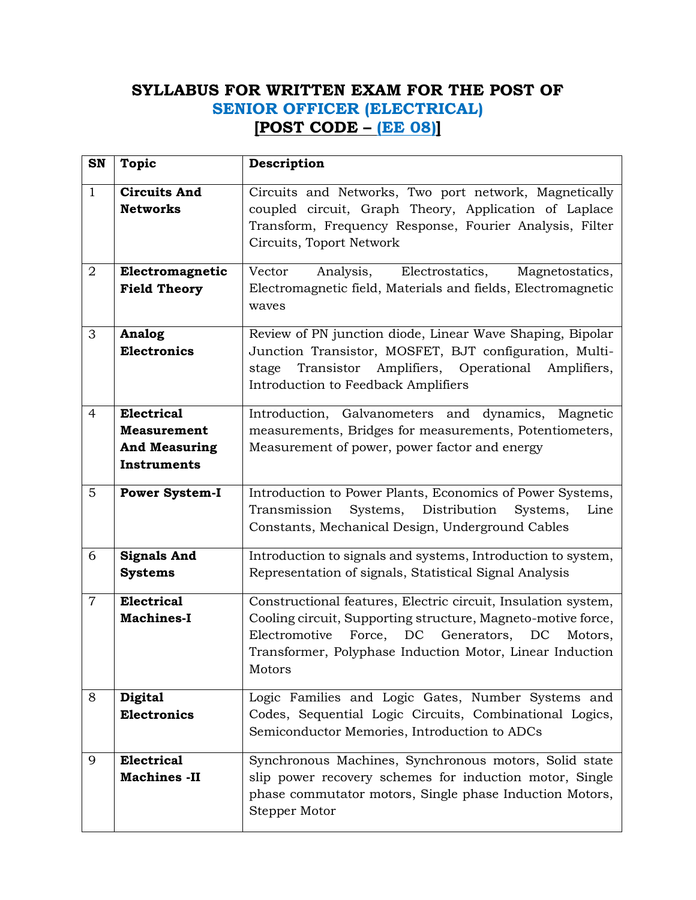# SYLLABUS FOR WRITTEN EXAM FOR THE POST OF
## SENIOR OFFICER (ELECTRICAL)
## [POST CODE – (EE 08)]

| SN | Topic | Description |
|---|---|---|
| 1 | **Circuits And Networks** | Circuits and Networks, Two port network, Magnetically coupled circuit, Graph Theory, Application of Laplace Transform, Frequency Response, Fourier Analysis, Filter Circuits, Toport Network |
| 2 | **Electromagnetic Field Theory** | Vector Analysis, Electrostatics, Magnetostatics, Electromagnetic field, Materials and fields, Electromagnetic waves |
| 3 | **Analog Electronics** | Review of PN junction diode, Linear Wave Shaping, Bipolar Junction Transistor, MOSFET, BJT configuration, Multi-stage Transistor Amplifiers, Operational Amplifiers, Introduction to Feedback Amplifiers |
| 4 | **Electrical Measurement And Measuring Instruments** | Introduction, Galvanometers and dynamics, Magnetic measurements, Bridges for measurements, Potentiometers, Measurement of power, power factor and energy |
| 5 | **Power System-I** | Introduction to Power Plants, Economics of Power Systems, Transmission Systems, Distribution Systems, Line Constants, Mechanical Design, Underground Cables |
| 6 | **Signals And Systems** | Introduction to signals and systems, Introduction to system, Representation of signals, Statistical Signal Analysis |
| 7 | **Electrical Machines-I** | Constructional features, Electric circuit, Insulation system, Cooling circuit, Supporting structure, Magneto-motive force, Electromotive Force, DC Generators, DC Motors, Transformer, Polyphase Induction Motor, Linear Induction Motors |
| 8 | **Digital Electronics** | Logic Families and Logic Gates, Number Systems and Codes, Sequential Logic Circuits, Combinational Logics, Semiconductor Memories, Introduction to ADCs |
| 9 | **Electrical Machines -II** | Synchronous Machines, Synchronous motors, Solid state slip power recovery schemes for induction motor, Single phase commutator motors, Single phase Induction Motors, Stepper Motor |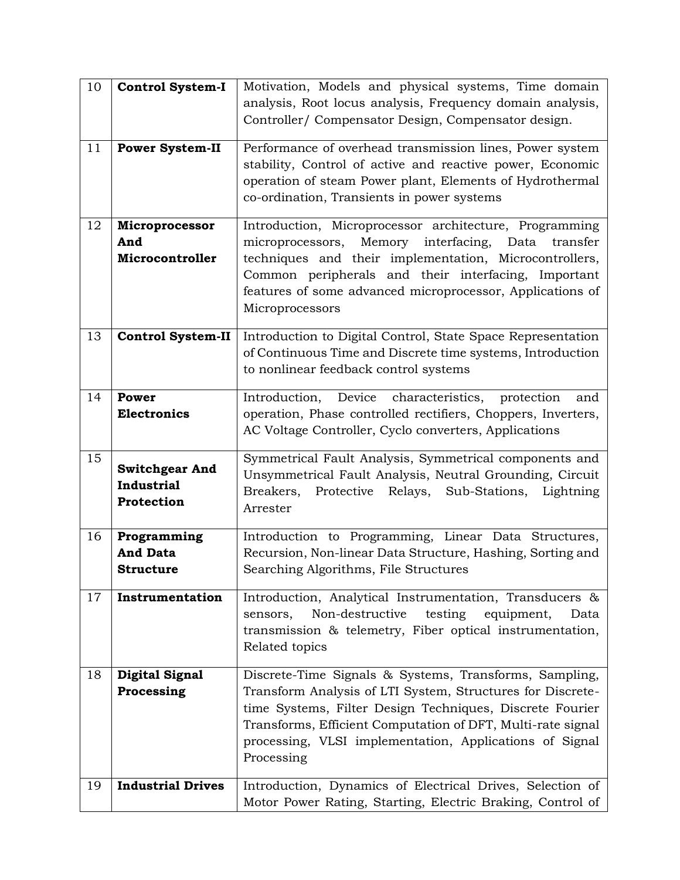| 10 | **Control System-I** | Motivation, Models and physical systems, Time domain analysis, Root locus analysis, Frequency domain analysis, Controller/ Compensator Design, Compensator design. |
|---|---|---|
| 11 | **Power System-II** | Performance of overhead transmission lines, Power system stability, Control of active and reactive power, Economic operation of steam Power plant, Elements of Hydrothermal co-ordination, Transients in power systems |
| 12 | **Microprocessor And Microcontroller** | Introduction, Microprocessor architecture, Programming microprocessors, Memory interfacing, Data transfer techniques and their implementation, Microcontrollers, Common peripherals and their interfacing, Important features of some advanced microprocessor, Applications of Microprocessors |
| 13 | **Control System-II** | Introduction to Digital Control, State Space Representation of Continuous Time and Discrete time systems, Introduction to nonlinear feedback control systems |
| 14 | **Power Electronics** | Introduction, Device characteristics, protection and operation, Phase controlled rectifiers, Choppers, Inverters, AC Voltage Controller, Cyclo converters, Applications |
| 15 | **Switchgear And Industrial Protection** | Symmetrical Fault Analysis, Symmetrical components and Unsymmetrical Fault Analysis, Neutral Grounding, Circuit Breakers, Protective Relays, Sub-Stations, Lightning Arrester |
| 16 | **Programming And Data Structure** | Introduction to Programming, Linear Data Structures, Recursion, Non-linear Data Structure, Hashing, Sorting and Searching Algorithms, File Structures |
| 17 | **Instrumentation** | Introduction, Analytical Instrumentation, Transducers & sensors, Non-destructive testing equipment, Data transmission & telemetry, Fiber optical instrumentation, Related topics |
| 18 | **Digital Signal Processing** | Discrete-Time Signals & Systems, Transforms, Sampling, Transform Analysis of LTI System, Structures for Discrete-time Systems, Filter Design Techniques, Discrete Fourier Transforms, Efficient Computation of DFT, Multi-rate signal processing, VLSI implementation, Applications of Signal Processing |
| 19 | **Industrial Drives** | Introduction, Dynamics of Electrical Drives, Selection of Motor Power Rating, Starting, Electric Braking, Control of |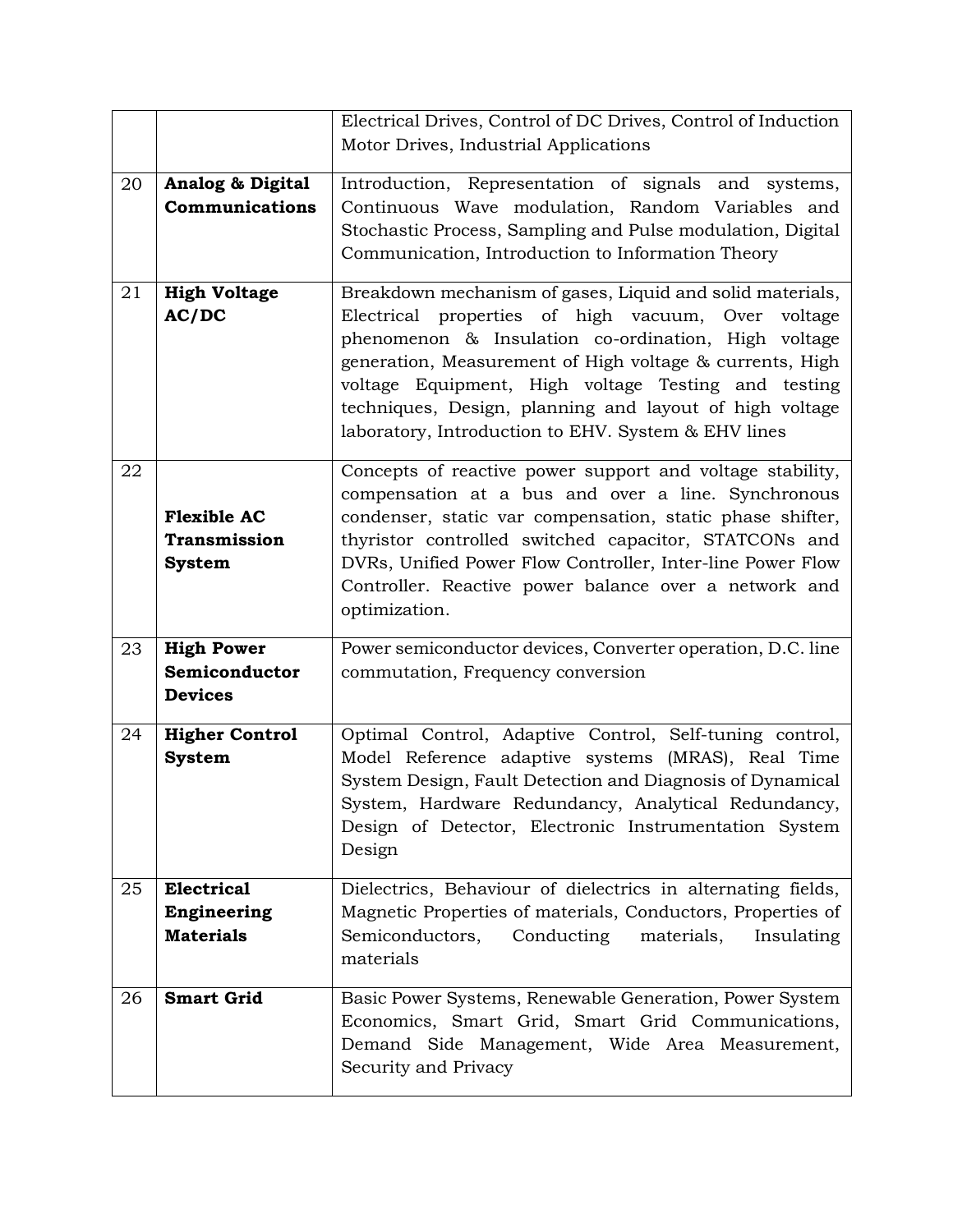| | | |
|---|---|---|
| | | Electrical Drives, Control of DC Drives, Control of Induction Motor Drives, Industrial Applications |
| 20 | **Analog & Digital Communications** | Introduction, Representation of signals and systems, Continuous Wave modulation, Random Variables and Stochastic Process, Sampling and Pulse modulation, Digital Communication, Introduction to Information Theory |
| 21 | **High Voltage AC/DC** | Breakdown mechanism of gases, Liquid and solid materials, Electrical properties of high vacuum, Over voltage phenomenon & Insulation co-ordination, High voltage generation, Measurement of High voltage & currents, High voltage Equipment, High voltage Testing and testing techniques, Design, planning and layout of high voltage laboratory, Introduction to EHV. System & EHV lines |
| 22 | **Flexible AC Transmission System** | Concepts of reactive power support and voltage stability, compensation at a bus and over a line. Synchronous condenser, static var compensation, static phase shifter, thyristor controlled switched capacitor, STATCONs and DVRs, Unified Power Flow Controller, Inter-line Power Flow Controller. Reactive power balance over a network and optimization. |
| 23 | **High Power Semiconductor Devices** | Power semiconductor devices, Converter operation, D.C. line commutation, Frequency conversion |
| 24 | **Higher Control System** | Optimal Control, Adaptive Control, Self-tuning control, Model Reference adaptive systems (MRAS), Real Time System Design, Fault Detection and Diagnosis of Dynamical System, Hardware Redundancy, Analytical Redundancy, Design of Detector, Electronic Instrumentation System Design |
| 25 | **Electrical Engineering Materials** | Dielectrics, Behaviour of dielectrics in alternating fields, Magnetic Properties of materials, Conductors, Properties of Semiconductors, Conducting materials, Insulating materials |
| 26 | **Smart Grid** | Basic Power Systems, Renewable Generation, Power System Economics, Smart Grid, Smart Grid Communications, Demand Side Management, Wide Area Measurement, Security and Privacy |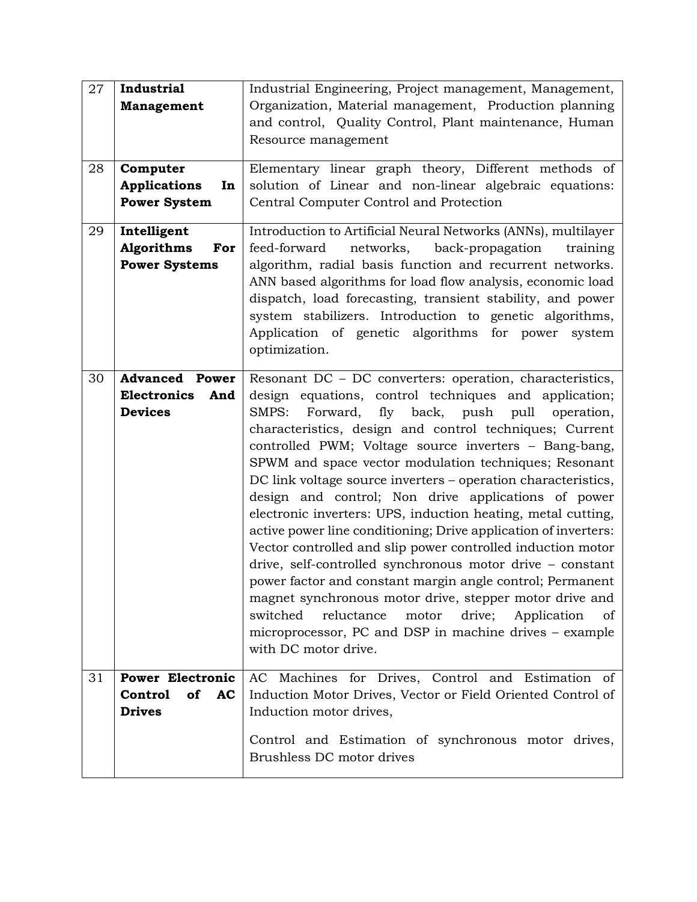| 27 | **Industrial Management** | Industrial Engineering, Project management, Management, Organization, Material management, Production planning and control, Quality Control, Plant maintenance, Human Resource management |
|---|---|---|
| 28 | **Computer Applications In Power System** | Elementary linear graph theory, Different methods of solution of Linear and non-linear algebraic equations: Central Computer Control and Protection |
| 29 | **Intelligent Algorithms For Power Systems** | Introduction to Artificial Neural Networks (ANNs), multilayer feed-forward networks, back-propagation training algorithm, radial basis function and recurrent networks. ANN based algorithms for load flow analysis, economic load dispatch, load forecasting, transient stability, and power system stabilizers. Introduction to genetic algorithms, Application of genetic algorithms for power system optimization. |
| 30 | **Advanced Power Electronics And Devices** | Resonant DC – DC converters: operation, characteristics, design equations, control techniques and application; SMPS: Forward, fly back, push pull operation, characteristics, design and control techniques; Current controlled PWM; Voltage source inverters – Bang-bang, SPWM and space vector modulation techniques; Resonant DC link voltage source inverters – operation characteristics, design and control; Non drive applications of power electronic inverters: UPS, induction heating, metal cutting, active power line conditioning; Drive application of inverters: Vector controlled and slip power controlled induction motor drive, self-controlled synchronous motor drive – constant power factor and constant margin angle control; Permanent magnet synchronous motor drive, stepper motor drive and switched reluctance motor drive; Application of microprocessor, PC and DSP in machine drives – example with DC motor drive. |
| 31 | **Power Electronic Control of AC Drives** | AC Machines for Drives, Control and Estimation of Induction Motor Drives, Vector or Field Oriented Control of Induction motor drives,<br><br>Control and Estimation of synchronous motor drives, Brushless DC motor drives |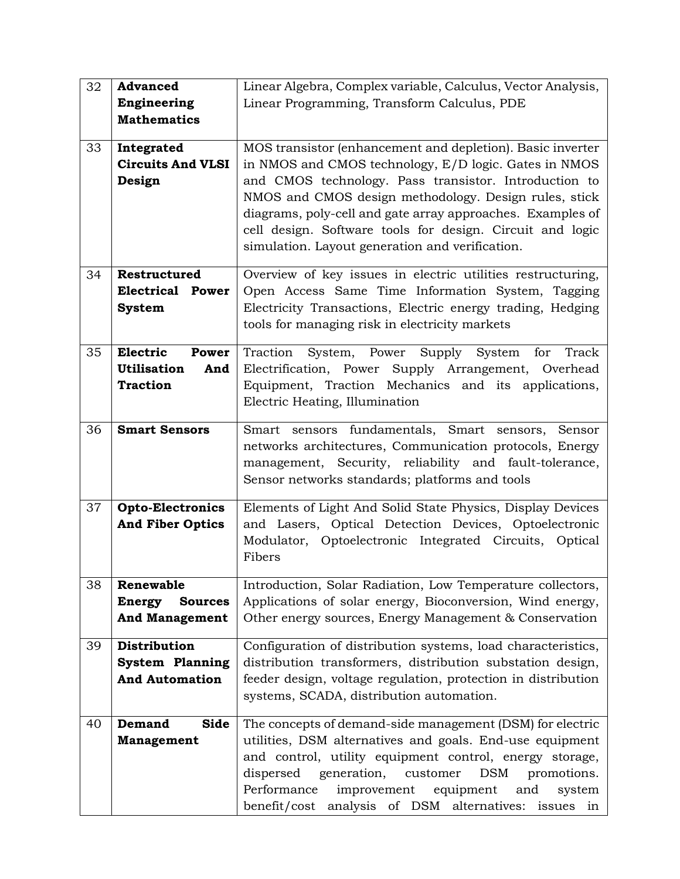| | | |
|---|---|---|
| 32 | **Advanced Engineering Mathematics** | Linear Algebra, Complex variable, Calculus, Vector Analysis, Linear Programming, Transform Calculus, PDE |
| 33 | **Integrated Circuits And VLSI Design** | MOS transistor (enhancement and depletion). Basic inverter in NMOS and CMOS technology, E/D logic. Gates in NMOS and CMOS technology. Pass transistor. Introduction to NMOS and CMOS design methodology. Design rules, stick diagrams, poly-cell and gate array approaches. Examples of cell design. Software tools for design. Circuit and logic simulation. Layout generation and verification. |
| 34 | **Restructured Electrical Power System** | Overview of key issues in electric utilities restructuring, Open Access Same Time Information System, Tagging Electricity Transactions, Electric energy trading, Hedging tools for managing risk in electricity markets |
| 35 | **Electric Power Utilisation And Traction** | Traction System, Power Supply System for Track Electrification, Power Supply Arrangement, Overhead Equipment, Traction Mechanics and its applications, Electric Heating, Illumination |
| 36 | **Smart Sensors** | Smart sensors fundamentals, Smart sensors, Sensor networks architectures, Communication protocols, Energy management, Security, reliability and fault-tolerance, Sensor networks standards; platforms and tools |
| 37 | **Opto-Electronics And Fiber Optics** | Elements of Light And Solid State Physics, Display Devices and Lasers, Optical Detection Devices, Optoelectronic Modulator, Optoelectronic Integrated Circuits, Optical Fibers |
| 38 | **Renewable Energy Sources And Management** | Introduction, Solar Radiation, Low Temperature collectors, Applications of solar energy, Bioconversion, Wind energy, Other energy sources, Energy Management & Conservation |
| 39 | **Distribution System Planning And Automation** | Configuration of distribution systems, load characteristics, distribution transformers, distribution substation design, feeder design, voltage regulation, protection in distribution systems, SCADA, distribution automation. |
| 40 | **Demand Side Management** | The concepts of demand-side management (DSM) for electric utilities, DSM alternatives and goals. End-use equipment and control, utility equipment control, energy storage, dispersed generation, customer DSM promotions. Performance improvement equipment and system benefit/cost analysis of DSM alternatives: issues in |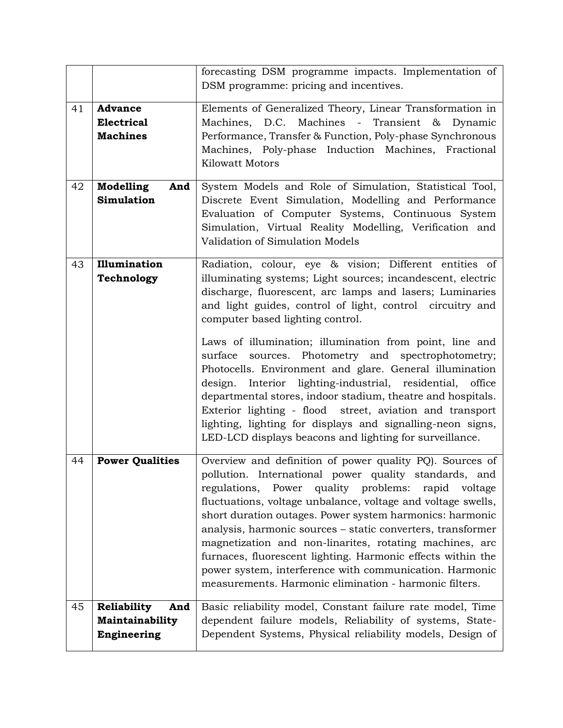| | | |
|---|---|---|
| | | forecasting DSM programme impacts. Implementation of DSM programme: pricing and incentives. |
| 41 | **Advance Electrical Machines** | Elements of Generalized Theory, Linear Transformation in Machines, D.C. Machines - Transient & Dynamic Performance, Transfer & Function, Poly-phase Synchronous Machines, Poly-phase Induction Machines, Fractional Kilowatt Motors |
| 42 | **Modelling And Simulation** | System Models and Role of Simulation, Statistical Tool, Discrete Event Simulation, Modelling and Performance Evaluation of Computer Systems, Continuous System Simulation, Virtual Reality Modelling, Verification and Validation of Simulation Models |
| 43 | **Illumination Technology** | Radiation, colour, eye & vision; Different entities of illuminating systems; Light sources; incandescent, electric discharge, fluorescent, arc lamps and lasers; Luminaries and light guides, control of light, control circuitry and computer based lighting control.<br><br>Laws of illumination; illumination from point, line and surface sources. Photometry and spectrophotometry; Photocells. Environment and glare. General illumination design. Interior lighting-industrial, residential, office departmental stores, indoor stadium, theatre and hospitals. Exterior lighting - flood street, aviation and transport lighting, lighting for displays and signalling-neon signs, LED-LCD displays beacons and lighting for surveillance. |
| 44 | **Power Qualities** | Overview and definition of power quality PQ). Sources of pollution. International power quality standards, and regulations, Power quality problems: rapid voltage fluctuations, voltage unbalance, voltage and voltage swells, short duration outages. Power system harmonics: harmonic analysis, harmonic sources – static converters, transformer magnetization and non-linarites, rotating machines, arc furnaces, fluorescent lighting. Harmonic effects within the power system, interference with communication. Harmonic measurements. Harmonic elimination - harmonic filters. |
| 45 | **Reliability And Maintainability Engineering** | Basic reliability model, Constant failure rate model, Time dependent failure models, Reliability of systems, State-Dependent Systems, Physical reliability models, Design of |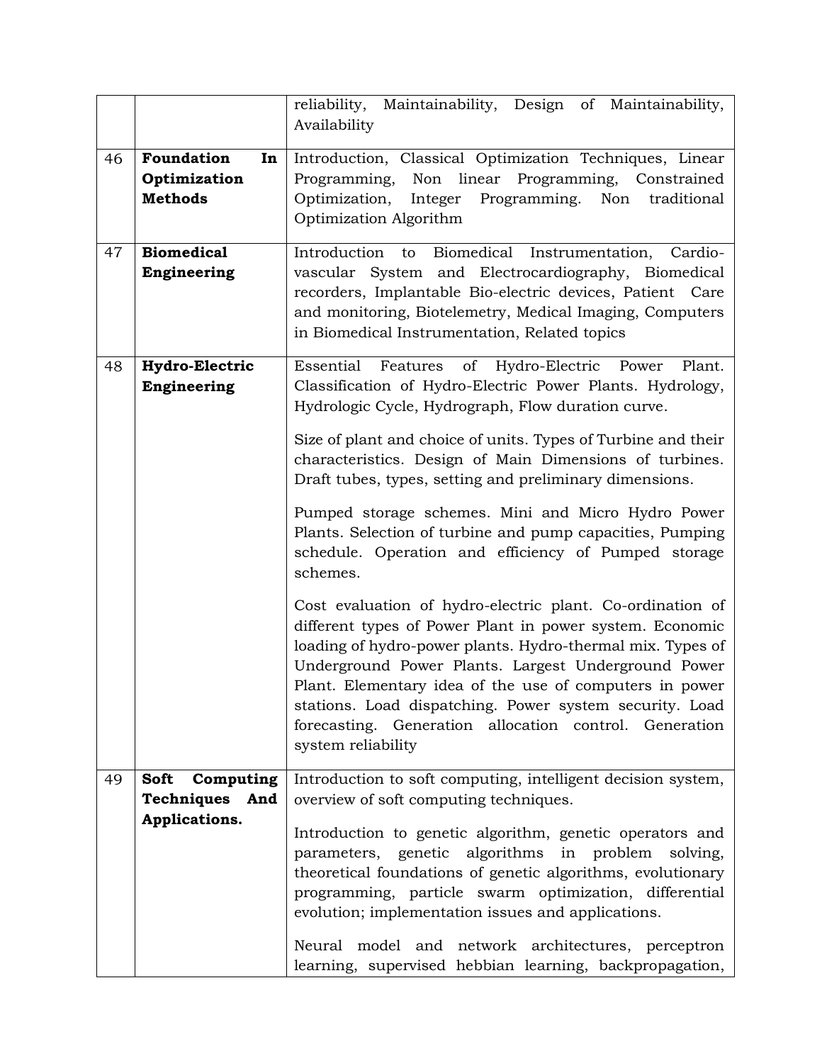| | | |
|---|---|---|
| | | reliability, Maintainability, Design of Maintainability, Availability |
| 46 | **Foundation In Optimization Methods** | Introduction, Classical Optimization Techniques, Linear Programming, Non linear Programming, Constrained Optimization, Integer Programming. Non traditional Optimization Algorithm |
| 47 | **Biomedical Engineering** | Introduction to Biomedical Instrumentation, Cardio-vascular System and Electrocardiography, Biomedical recorders, Implantable Bio-electric devices, Patient Care and monitoring, Biotelemetry, Medical Imaging, Computers in Biomedical Instrumentation, Related topics |
| 48 | **Hydro-Electric Engineering** | Essential Features of Hydro-Electric Power Plant. Classification of Hydro-Electric Power Plants. Hydrology, Hydrologic Cycle, Hydrograph, Flow duration curve.<br><br>Size of plant and choice of units. Types of Turbine and their characteristics. Design of Main Dimensions of turbines. Draft tubes, types, setting and preliminary dimensions.<br><br>Pumped storage schemes. Mini and Micro Hydro Power Plants. Selection of turbine and pump capacities, Pumping schedule. Operation and efficiency of Pumped storage schemes.<br><br>Cost evaluation of hydro-electric plant. Co-ordination of different types of Power Plant in power system. Economic loading of hydro-power plants. Hydro-thermal mix. Types of Underground Power Plants. Largest Underground Power Plant. Elementary idea of the use of computers in power stations. Load dispatching. Power system security. Load forecasting. Generation allocation control. Generation system reliability |
| 49 | **Soft Computing Techniques And Applications.** | Introduction to soft computing, intelligent decision system, overview of soft computing techniques.<br><br>Introduction to genetic algorithm, genetic operators and parameters, genetic algorithms in problem solving, theoretical foundations of genetic algorithms, evolutionary programming, particle swarm optimization, differential evolution; implementation issues and applications.<br><br>Neural model and network architectures, perceptron learning, supervised hebbian learning, backpropagation, |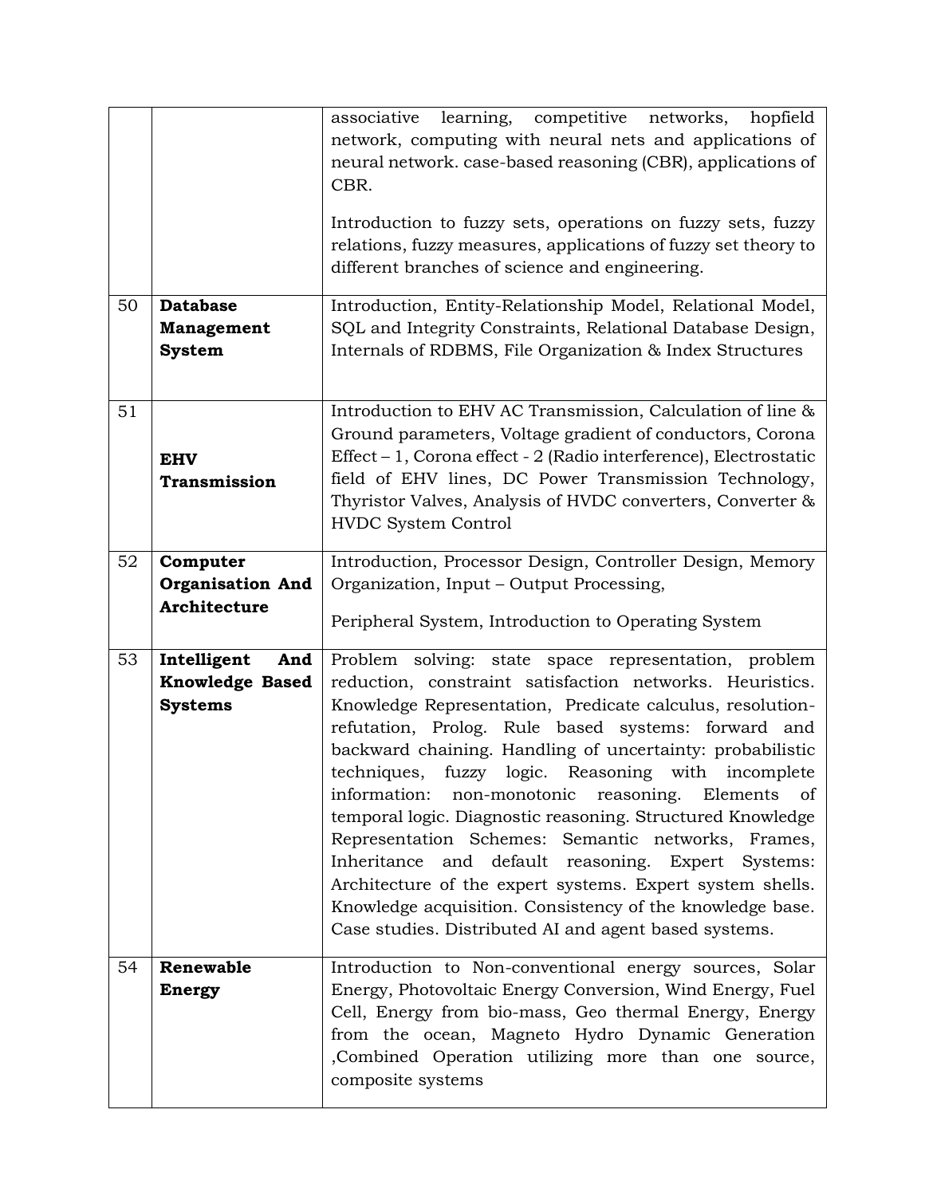| | | |
|---|---|---|
| | | associative learning, competitive networks, hopfield network, computing with neural nets and applications of neural network. case-based reasoning (CBR), applications of CBR.<br><br>Introduction to fuzzy sets, operations on fuzzy sets, fuzzy relations, fuzzy measures, applications of fuzzy set theory to different branches of science and engineering. |
| 50 | **Database Management System** | Introduction, Entity-Relationship Model, Relational Model, SQL and Integrity Constraints, Relational Database Design, Internals of RDBMS, File Organization & Index Structures |
| 51 | **EHV Transmission** | Introduction to EHV AC Transmission, Calculation of line & Ground parameters, Voltage gradient of conductors, Corona Effect – 1, Corona effect - 2 (Radio interference), Electrostatic field of EHV lines, DC Power Transmission Technology, Thyristor Valves, Analysis of HVDC converters, Converter & HVDC System Control |
| 52 | **Computer Organisation And Architecture** | Introduction, Processor Design, Controller Design, Memory Organization, Input – Output Processing,<br><br>Peripheral System, Introduction to Operating System |
| 53 | **Intelligent And Knowledge Based Systems** | Problem solving: state space representation, problem reduction, constraint satisfaction networks. Heuristics. Knowledge Representation, Predicate calculus, resolution-refutation, Prolog. Rule based systems: forward and backward chaining. Handling of uncertainty: probabilistic techniques, fuzzy logic. Reasoning with incomplete information: non-monotonic reasoning. Elements of temporal logic. Diagnostic reasoning. Structured Knowledge Representation Schemes: Semantic networks, Frames, Inheritance and default reasoning. Expert Systems: Architecture of the expert systems. Expert system shells. Knowledge acquisition. Consistency of the knowledge base. Case studies. Distributed AI and agent based systems. |
| 54 | **Renewable Energy** | Introduction to Non-conventional energy sources, Solar Energy, Photovoltaic Energy Conversion, Wind Energy, Fuel Cell, Energy from bio-mass, Geo thermal Energy, Energy from the ocean, Magneto Hydro Dynamic Generation ,Combined Operation utilizing more than one source, composite systems |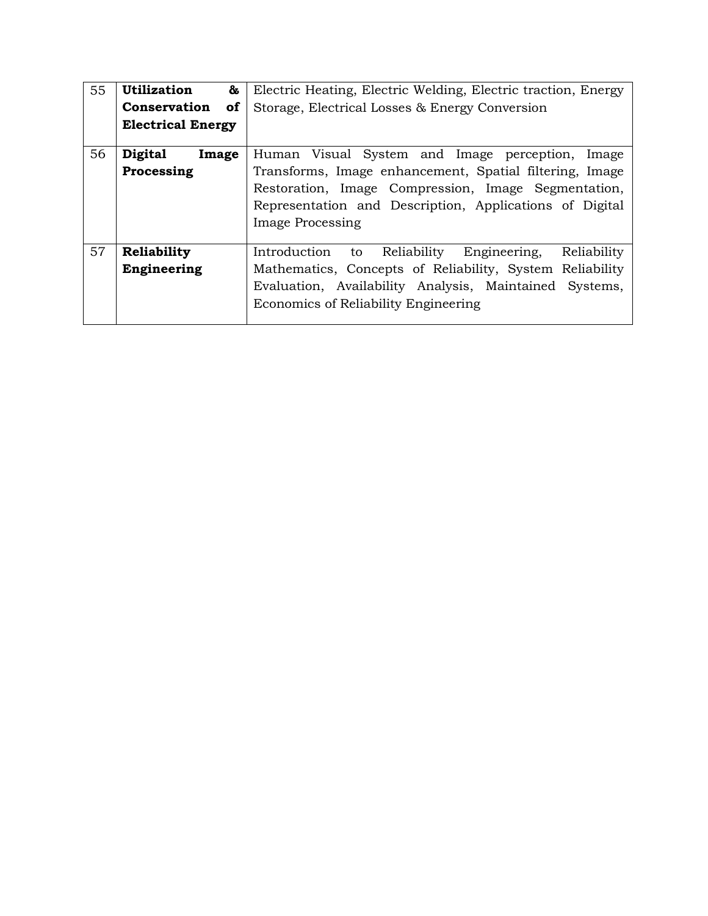| 55 | **Utilization & Conservation of Electrical Energy** | Electric Heating, Electric Welding, Electric traction, Energy Storage, Electrical Losses & Energy Conversion |
|---|---|---|
| 56 | **Digital Image Processing** | Human Visual System and Image perception, Image Transforms, Image enhancement, Spatial filtering, Image Restoration, Image Compression, Image Segmentation, Representation and Description, Applications of Digital Image Processing |
| 57 | **Reliability Engineering** | Introduction to Reliability Engineering, Reliability Mathematics, Concepts of Reliability, System Reliability Evaluation, Availability Analysis, Maintained Systems, Economics of Reliability Engineering |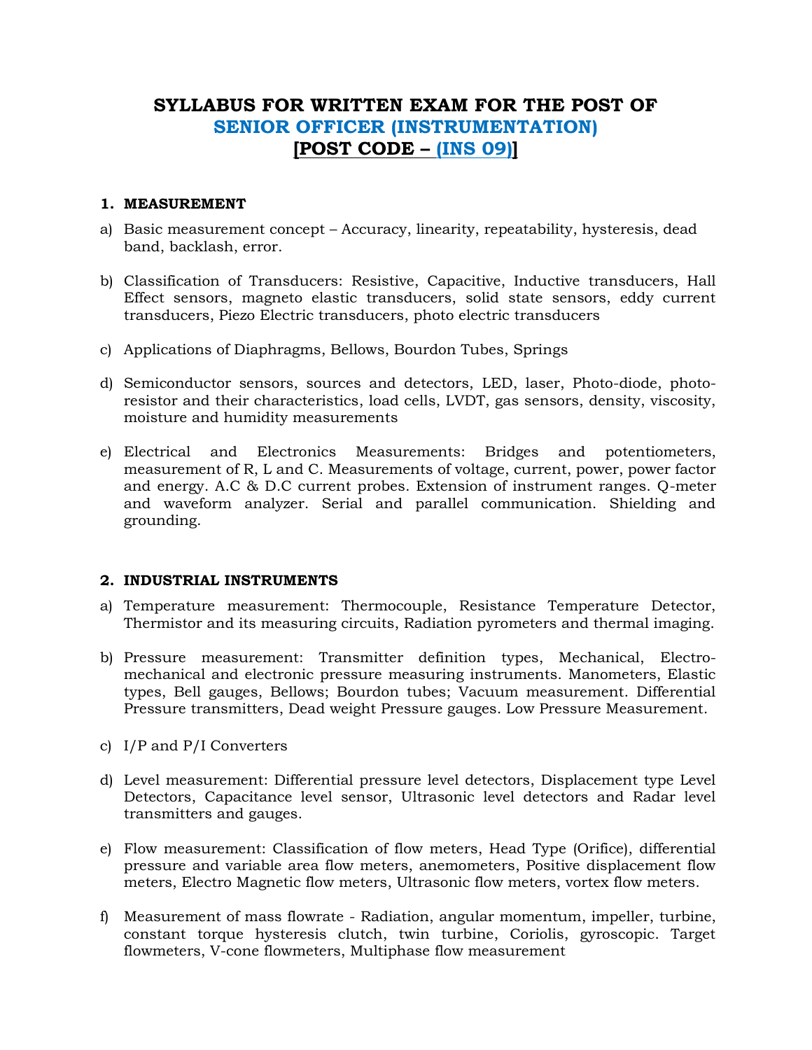# SYLLABUS FOR WRITTEN EXAM FOR THE POST OF SENIOR OFFICER (INSTRUMENTATION) [POST CODE – (INS 09)]

### 1. MEASUREMENT

a) Basic measurement concept – Accuracy, linearity, repeatability, hysteresis, dead band, backlash, error.

b) Classification of Transducers: Resistive, Capacitive, Inductive transducers, Hall Effect sensors, magneto elastic transducers, solid state sensors, eddy current transducers, Piezo Electric transducers, photo electric transducers

c) Applications of Diaphragms, Bellows, Bourdon Tubes, Springs

d) Semiconductor sensors, sources and detectors, LED, laser, Photo-diode, photo-resistor and their characteristics, load cells, LVDT, gas sensors, density, viscosity, moisture and humidity measurements

e) Electrical and Electronics Measurements: Bridges and potentiometers, measurement of R, L and C. Measurements of voltage, current, power, power factor and energy. A.C & D.C current probes. Extension of instrument ranges. Q-meter and waveform analyzer. Serial and parallel communication. Shielding and grounding.

### 2. INDUSTRIAL INSTRUMENTS

a) Temperature measurement: Thermocouple, Resistance Temperature Detector, Thermistor and its measuring circuits, Radiation pyrometers and thermal imaging.

b) Pressure measurement: Transmitter definition types, Mechanical, Electro-mechanical and electronic pressure measuring instruments. Manometers, Elastic types, Bell gauges, Bellows; Bourdon tubes; Vacuum measurement. Differential Pressure transmitters, Dead weight Pressure gauges. Low Pressure Measurement.

c) I/P and P/I Converters

d) Level measurement: Differential pressure level detectors, Displacement type Level Detectors, Capacitance level sensor, Ultrasonic level detectors and Radar level transmitters and gauges.

e) Flow measurement: Classification of flow meters, Head Type (Orifice), differential pressure and variable area flow meters, anemometers, Positive displacement flow meters, Electro Magnetic flow meters, Ultrasonic flow meters, vortex flow meters.

f) Measurement of mass flowrate - Radiation, angular momentum, impeller, turbine, constant torque hysteresis clutch, twin turbine, Coriolis, gyroscopic. Target flowmeters, V-cone flowmeters, Multiphase flow measurement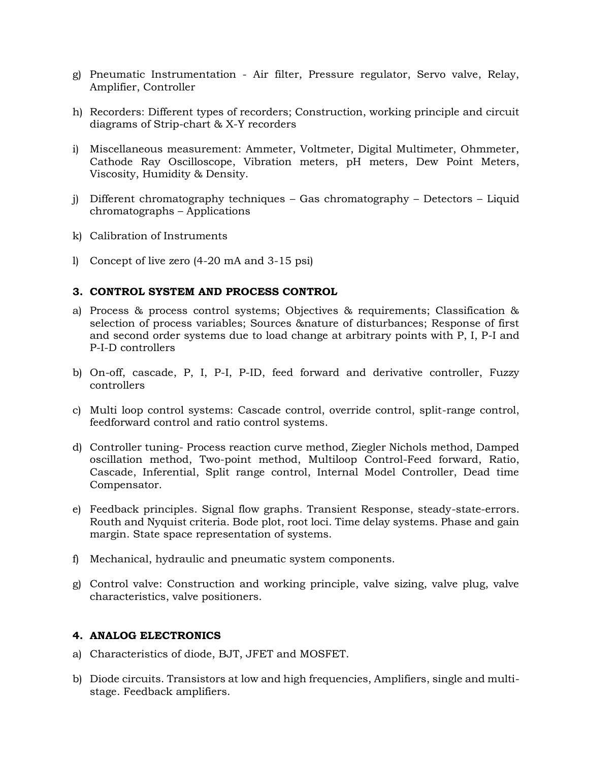g) Pneumatic Instrumentation - Air filter, Pressure regulator, Servo valve, Relay, Amplifier, Controller

h) Recorders: Different types of recorders; Construction, working principle and circuit diagrams of Strip-chart & X-Y recorders

i) Miscellaneous measurement: Ammeter, Voltmeter, Digital Multimeter, Ohmmeter, Cathode Ray Oscilloscope, Vibration meters, pH meters, Dew Point Meters, Viscosity, Humidity & Density.

j) Different chromatography techniques – Gas chromatography – Detectors – Liquid chromatographs – Applications

k) Calibration of Instruments

l) Concept of live zero (4-20 mA and 3-15 psi)

### 3. CONTROL SYSTEM AND PROCESS CONTROL

a) Process & process control systems; Objectives & requirements; Classification & selection of process variables; Sources &nature of disturbances; Response of first and second order systems due to load change at arbitrary points with P, I, P-I and P-I-D controllers

b) On-off, cascade, P, I, P-I, P-ID, feed forward and derivative controller, Fuzzy controllers

c) Multi loop control systems: Cascade control, override control, split-range control, feedforward control and ratio control systems.

d) Controller tuning- Process reaction curve method, Ziegler Nichols method, Damped oscillation method, Two-point method, Multiloop Control-Feed forward, Ratio, Cascade, Inferential, Split range control, Internal Model Controller, Dead time Compensator.

e) Feedback principles. Signal flow graphs. Transient Response, steady-state-errors. Routh and Nyquist criteria. Bode plot, root loci. Time delay systems. Phase and gain margin. State space representation of systems.

f) Mechanical, hydraulic and pneumatic system components.

g) Control valve: Construction and working principle, valve sizing, valve plug, valve characteristics, valve positioners.

### 4. ANALOG ELECTRONICS

a) Characteristics of diode, BJT, JFET and MOSFET.

b) Diode circuits. Transistors at low and high frequencies, Amplifiers, single and multi-stage. Feedback amplifiers.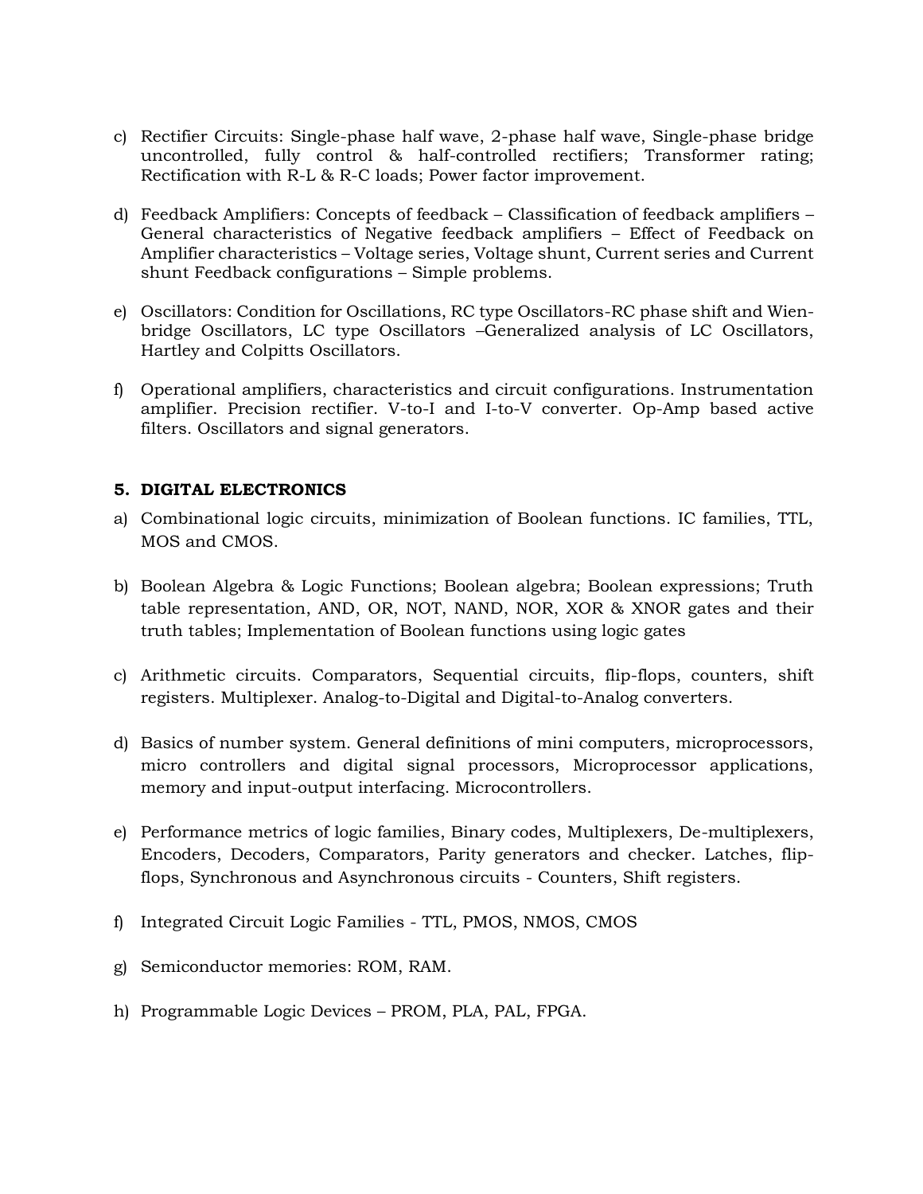c) Rectifier Circuits: Single-phase half wave, 2-phase half wave, Single-phase bridge uncontrolled, fully control & half-controlled rectifiers; Transformer rating; Rectification with R-L & R-C loads; Power factor improvement.

d) Feedback Amplifiers: Concepts of feedback – Classification of feedback amplifiers – General characteristics of Negative feedback amplifiers – Effect of Feedback on Amplifier characteristics – Voltage series, Voltage shunt, Current series and Current shunt Feedback configurations – Simple problems.

e) Oscillators: Condition for Oscillations, RC type Oscillators-RC phase shift and Wien-bridge Oscillators, LC type Oscillators –Generalized analysis of LC Oscillators, Hartley and Colpitts Oscillators.

f) Operational amplifiers, characteristics and circuit configurations. Instrumentation amplifier. Precision rectifier. V-to-I and I-to-V converter. Op-Amp based active filters. Oscillators and signal generators.

### 5. DIGITAL ELECTRONICS

a) Combinational logic circuits, minimization of Boolean functions. IC families, TTL, MOS and CMOS.

b) Boolean Algebra & Logic Functions; Boolean algebra; Boolean expressions; Truth table representation, AND, OR, NOT, NAND, NOR, XOR & XNOR gates and their truth tables; Implementation of Boolean functions using logic gates

c) Arithmetic circuits. Comparators, Sequential circuits, flip-flops, counters, shift registers. Multiplexer. Analog-to-Digital and Digital-to-Analog converters.

d) Basics of number system. General definitions of mini computers, microprocessors, micro controllers and digital signal processors, Microprocessor applications, memory and input-output interfacing. Microcontrollers.

e) Performance metrics of logic families, Binary codes, Multiplexers, De-multiplexers, Encoders, Decoders, Comparators, Parity generators and checker. Latches, flip-flops, Synchronous and Asynchronous circuits - Counters, Shift registers.

f) Integrated Circuit Logic Families - TTL, PMOS, NMOS, CMOS

g) Semiconductor memories: ROM, RAM.

h) Programmable Logic Devices – PROM, PLA, PAL, FPGA.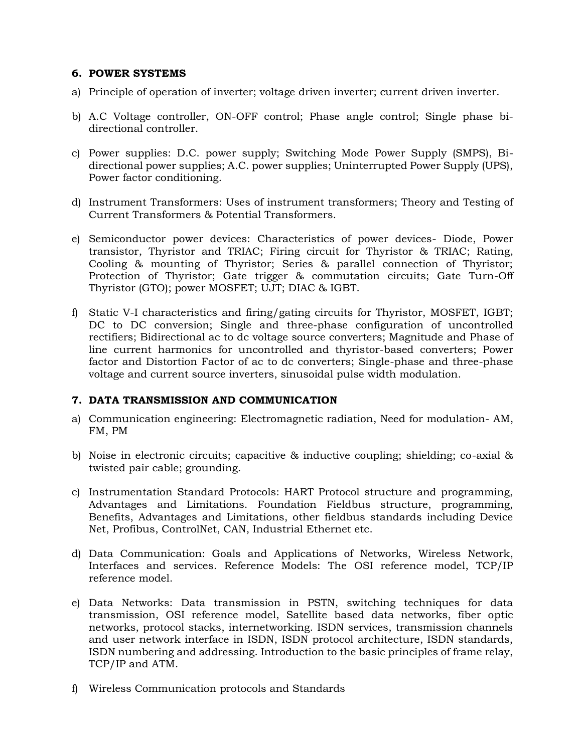### 6. POWER SYSTEMS

a) Principle of operation of inverter; voltage driven inverter; current driven inverter.

b) A.C Voltage controller, ON-OFF control; Phase angle control; Single phase bi-directional controller.

c) Power supplies: D.C. power supply; Switching Mode Power Supply (SMPS), Bi-directional power supplies; A.C. power supplies; Uninterrupted Power Supply (UPS), Power factor conditioning.

d) Instrument Transformers: Uses of instrument transformers; Theory and Testing of Current Transformers & Potential Transformers.

e) Semiconductor power devices: Characteristics of power devices- Diode, Power transistor, Thyristor and TRIAC; Firing circuit for Thyristor & TRIAC; Rating, Cooling & mounting of Thyristor; Series & parallel connection of Thyristor; Protection of Thyristor; Gate trigger & commutation circuits; Gate Turn-Off Thyristor (GTO); power MOSFET; UJT; DIAC & IGBT.

f) Static V-I characteristics and firing/gating circuits for Thyristor, MOSFET, IGBT; DC to DC conversion; Single and three-phase configuration of uncontrolled rectifiers; Bidirectional ac to dc voltage source converters; Magnitude and Phase of line current harmonics for uncontrolled and thyristor-based converters; Power factor and Distortion Factor of ac to dc converters; Single-phase and three-phase voltage and current source inverters, sinusoidal pulse width modulation.

### 7. DATA TRANSMISSION AND COMMUNICATION

a) Communication engineering: Electromagnetic radiation, Need for modulation- AM, FM, PM

b) Noise in electronic circuits; capacitive & inductive coupling; shielding; co-axial & twisted pair cable; grounding.

c) Instrumentation Standard Protocols: HART Protocol structure and programming, Advantages and Limitations. Foundation Fieldbus structure, programming, Benefits, Advantages and Limitations, other fieldbus standards including Device Net, Profibus, ControlNet, CAN, Industrial Ethernet etc.

d) Data Communication: Goals and Applications of Networks, Wireless Network, Interfaces and services. Reference Models: The OSI reference model, TCP/IP reference model.

e) Data Networks: Data transmission in PSTN, switching techniques for data transmission, OSI reference model, Satellite based data networks, fiber optic networks, protocol stacks, internetworking. ISDN services, transmission channels and user network interface in ISDN, ISDN protocol architecture, ISDN standards, ISDN numbering and addressing. Introduction to the basic principles of frame relay, TCP/IP and ATM.

f) Wireless Communication protocols and Standards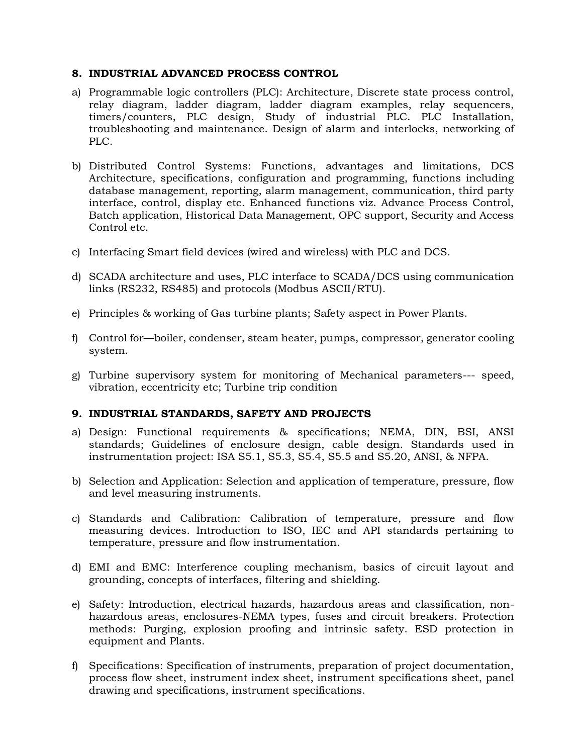## 8. INDUSTRIAL ADVANCED PROCESS CONTROL

a) Programmable logic controllers (PLC): Architecture, Discrete state process control, relay diagram, ladder diagram, ladder diagram examples, relay sequencers, timers/counters, PLC design, Study of industrial PLC. PLC Installation, troubleshooting and maintenance. Design of alarm and interlocks, networking of PLC.

b) Distributed Control Systems: Functions, advantages and limitations, DCS Architecture, specifications, configuration and programming, functions including database management, reporting, alarm management, communication, third party interface, control, display etc. Enhanced functions viz. Advance Process Control, Batch application, Historical Data Management, OPC support, Security and Access Control etc.

c) Interfacing Smart field devices (wired and wireless) with PLC and DCS.

d) SCADA architecture and uses, PLC interface to SCADA/DCS using communication links (RS232, RS485) and protocols (Modbus ASCII/RTU).

e) Principles & working of Gas turbine plants; Safety aspect in Power Plants.

f) Control for—boiler, condenser, steam heater, pumps, compressor, generator cooling system.

g) Turbine supervisory system for monitoring of Mechanical parameters--- speed, vibration, eccentricity etc; Turbine trip condition

## 9. INDUSTRIAL STANDARDS, SAFETY AND PROJECTS

a) Design: Functional requirements & specifications; NEMA, DIN, BSI, ANSI standards; Guidelines of enclosure design, cable design. Standards used in instrumentation project: ISA S5.1, S5.3, S5.4, S5.5 and S5.20, ANSI, & NFPA.

b) Selection and Application: Selection and application of temperature, pressure, flow and level measuring instruments.

c) Standards and Calibration: Calibration of temperature, pressure and flow measuring devices. Introduction to ISO, IEC and API standards pertaining to temperature, pressure and flow instrumentation.

d) EMI and EMC: Interference coupling mechanism, basics of circuit layout and grounding, concepts of interfaces, filtering and shielding.

e) Safety: Introduction, electrical hazards, hazardous areas and classification, non-hazardous areas, enclosures-NEMA types, fuses and circuit breakers. Protection methods: Purging, explosion proofing and intrinsic safety. ESD protection in equipment and Plants.

f) Specifications: Specification of instruments, preparation of project documentation, process flow sheet, instrument index sheet, instrument specifications sheet, panel drawing and specifications, instrument specifications.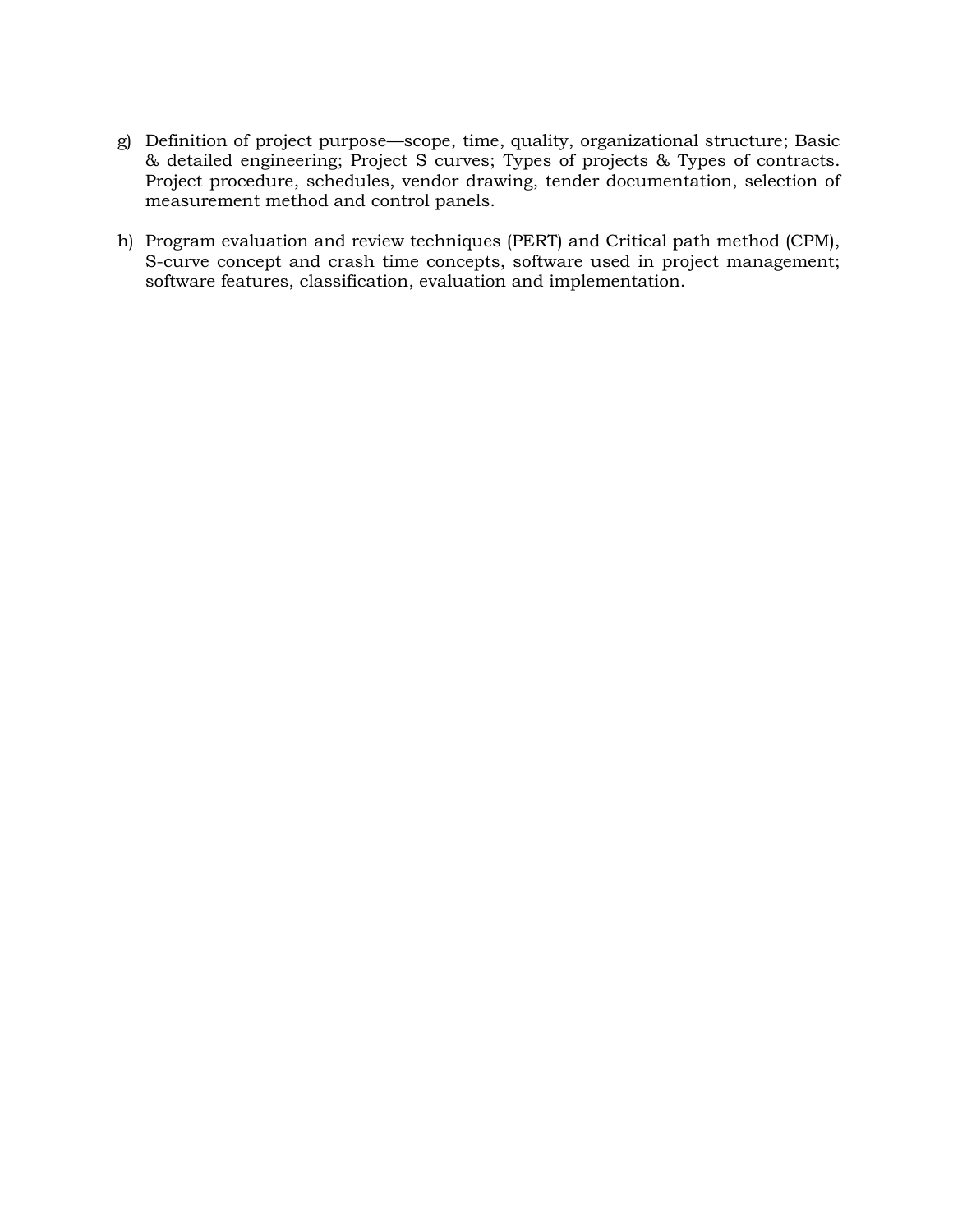g) Definition of project purpose—scope, time, quality, organizational structure; Basic & detailed engineering; Project S curves; Types of projects & Types of contracts. Project procedure, schedules, vendor drawing, tender documentation, selection of measurement method and control panels.

h) Program evaluation and review techniques (PERT) and Critical path method (CPM), S-curve concept and crash time concepts, software used in project management; software features, classification, evaluation and implementation.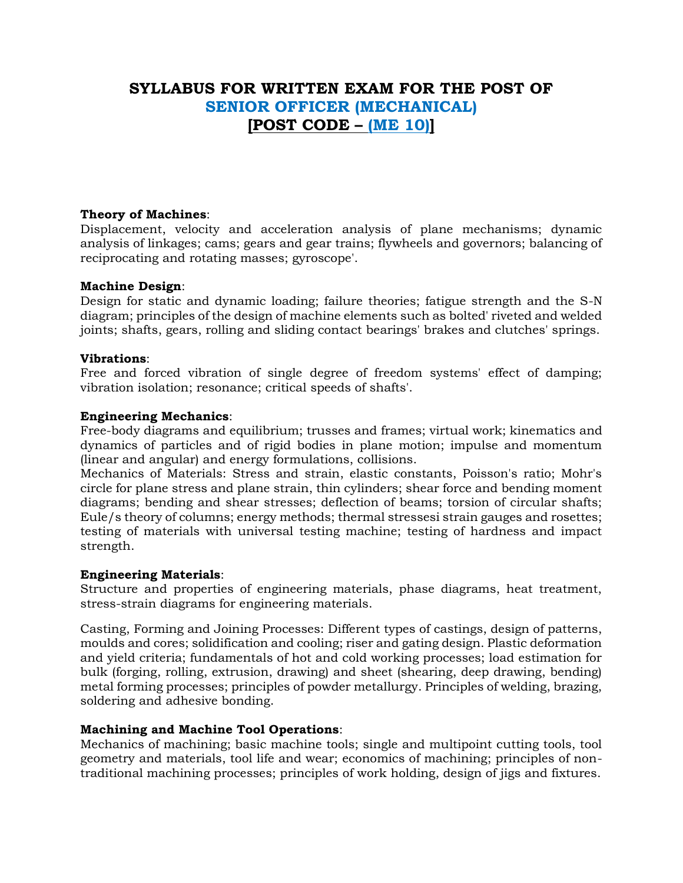# SYLLABUS FOR WRITTEN EXAM FOR THE POST OF
# SENIOR OFFICER (MECHANICAL)
# [POST CODE – (ME 10)]

**Theory of Machines**:
Displacement, velocity and acceleration analysis of plane mechanisms; dynamic analysis of linkages; cams; gears and gear trains; flywheels and governors; balancing of reciprocating and rotating masses; gyroscope'.

**Machine Design**:
Design for static and dynamic loading; failure theories; fatigue strength and the S-N diagram; principles of the design of machine elements such as bolted' riveted and welded joints; shafts, gears, rolling and sliding contact bearings' brakes and clutches' springs.

**Vibrations**:
Free and forced vibration of single degree of freedom systems' effect of damping; vibration isolation; resonance; critical speeds of shafts'.

**Engineering Mechanics**:
Free-body diagrams and equilibrium; trusses and frames; virtual work; kinematics and dynamics of particles and of rigid bodies in plane motion; impulse and momentum (linear and angular) and energy formulations, collisions.
Mechanics of Materials: Stress and strain, elastic constants, Poisson's ratio; Mohr's circle for plane stress and plane strain, thin cylinders; shear force and bending moment diagrams; bending and shear stresses; deflection of beams; torsion of circular shafts; Eule/s theory of columns; energy methods; thermal stressesi strain gauges and rosettes; testing of materials with universal testing machine; testing of hardness and impact strength.

**Engineering Materials**:
Structure and properties of engineering materials, phase diagrams, heat treatment, stress-strain diagrams for engineering materials.

Casting, Forming and Joining Processes: Different types of castings, design of patterns, moulds and cores; solidification and cooling; riser and gating design. Plastic deformation and yield criteria; fundamentals of hot and cold working processes; load estimation for bulk (forging, rolling, extrusion, drawing) and sheet (shearing, deep drawing, bending) metal forming processes; principles of powder metallurgy. Principles of welding, brazing, soldering and adhesive bonding.

**Machining and Machine Tool Operations**:
Mechanics of machining; basic machine tools; single and multipoint cutting tools, tool geometry and materials, tool life and wear; economics of machining; principles of non-traditional machining processes; principles of work holding, design of jigs and fixtures.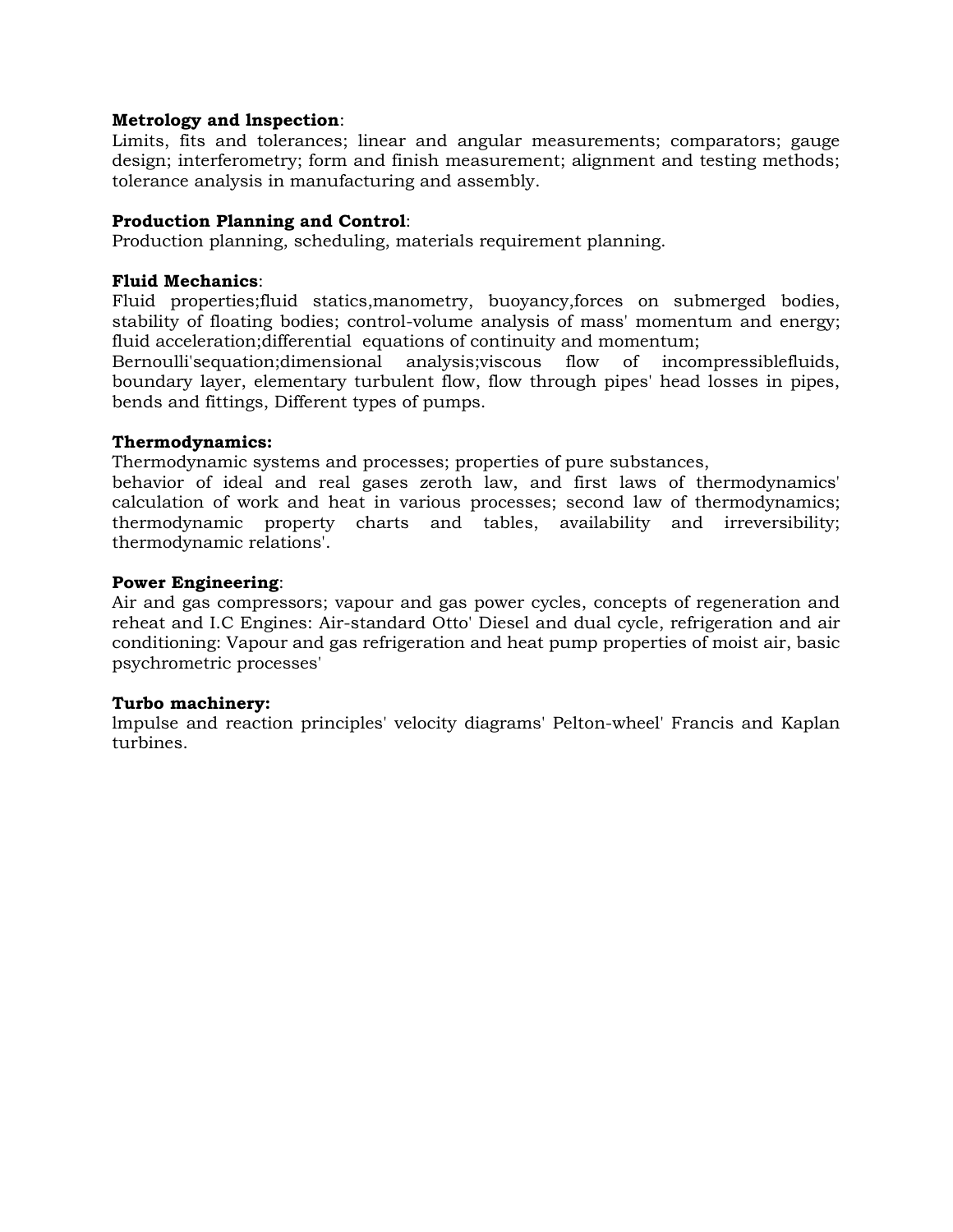**Metrology and lnspection**:
Limits, fits and tolerances; linear and angular measurements; comparators; gauge design; interferometry; form and finish measurement; alignment and testing methods; tolerance analysis in manufacturing and assembly.

**Production Planning and Control**:
Production planning, scheduling, materials requirement planning.

**Fluid Mechanics**:
Fluid properties;fluid statics,manometry, buoyancy,forces on submerged bodies, stability of floating bodies; control-volume analysis of mass' momentum and energy; fluid acceleration;differential equations of continuity and momentum;
Bernoulli'sequation;dimensional analysis;viscous flow of incompressiblefluids, boundary layer, elementary turbulent flow, flow through pipes' head losses in pipes, bends and fittings, Different types of pumps.

**Thermodynamics:**
Thermodynamic systems and processes; properties of pure substances,
behavior of ideal and real gases zeroth law, and first laws of thermodynamics' calculation of work and heat in various processes; second law of thermodynamics; thermodynamic property charts and tables, availability and irreversibility; thermodynamic relations'.

**Power Engineering**:
Air and gas compressors; vapour and gas power cycles, concepts of regeneration and reheat and I.C Engines: Air-standard Otto' Diesel and dual cycle, refrigeration and air conditioning: Vapour and gas refrigeration and heat pump properties of moist air, basic psychrometric processes'

**Turbo machinery:**
lmpulse and reaction principles' velocity diagrams' Pelton-wheel' Francis and Kaplan turbines.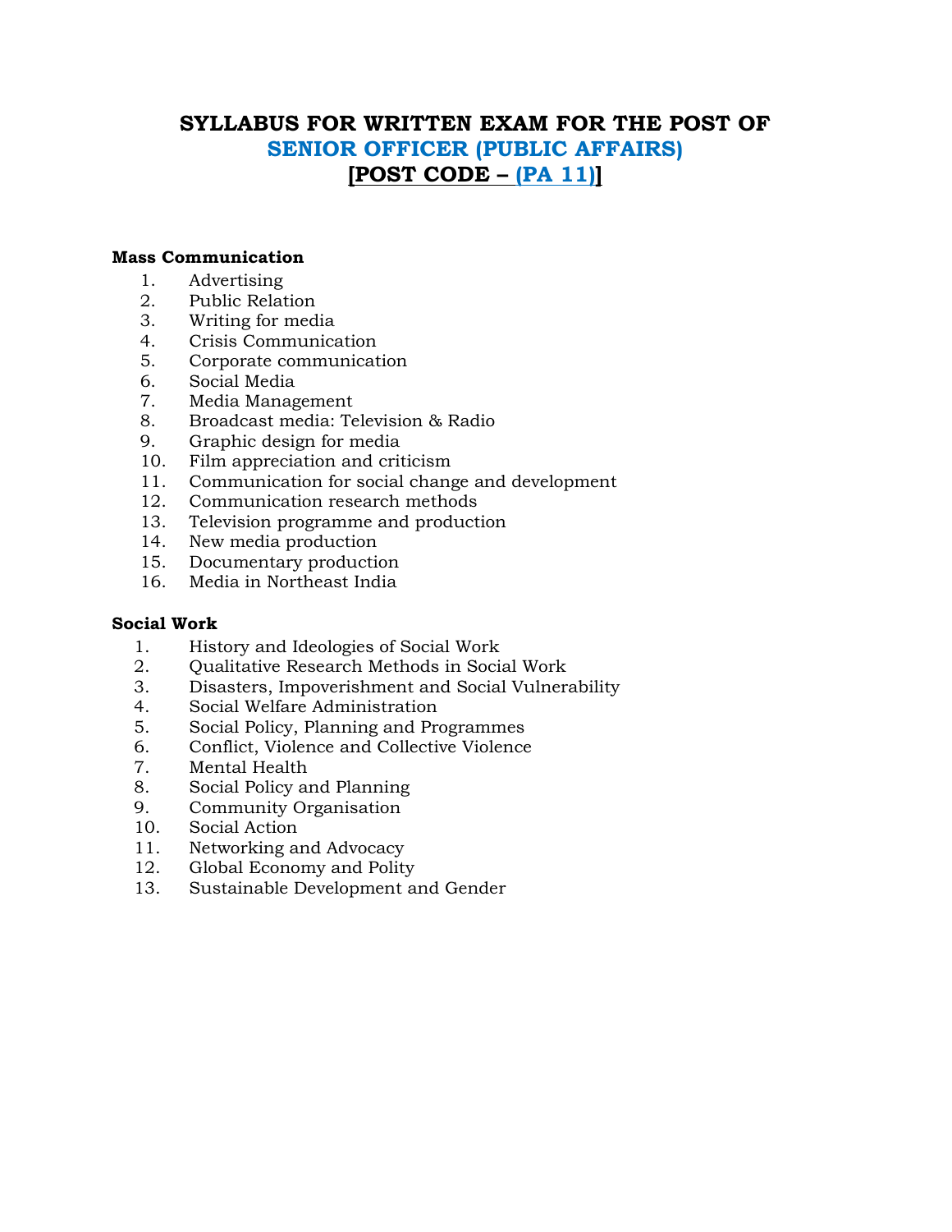# SYLLABUS FOR WRITTEN EXAM FOR THE POST OF
# SENIOR OFFICER (PUBLIC AFFAIRS)
# [POST CODE – (PA 11)]

**Mass Communication**

1. Advertising
2. Public Relation
3. Writing for media
4. Crisis Communication
5. Corporate communication
6. Social Media
7. Media Management
8. Broadcast media: Television & Radio
9. Graphic design for media
10. Film appreciation and criticism
11. Communication for social change and development
12. Communication research methods
13. Television programme and production
14. New media production
15. Documentary production
16. Media in Northeast India

**Social Work**

1. History and Ideologies of Social Work
2. Qualitative Research Methods in Social Work
3. Disasters, Impoverishment and Social Vulnerability
4. Social Welfare Administration
5. Social Policy, Planning and Programmes
6. Conflict, Violence and Collective Violence
7. Mental Health
8. Social Policy and Planning
9. Community Organisation
10. Social Action
11. Networking and Advocacy
12. Global Economy and Polity
13. Sustainable Development and Gender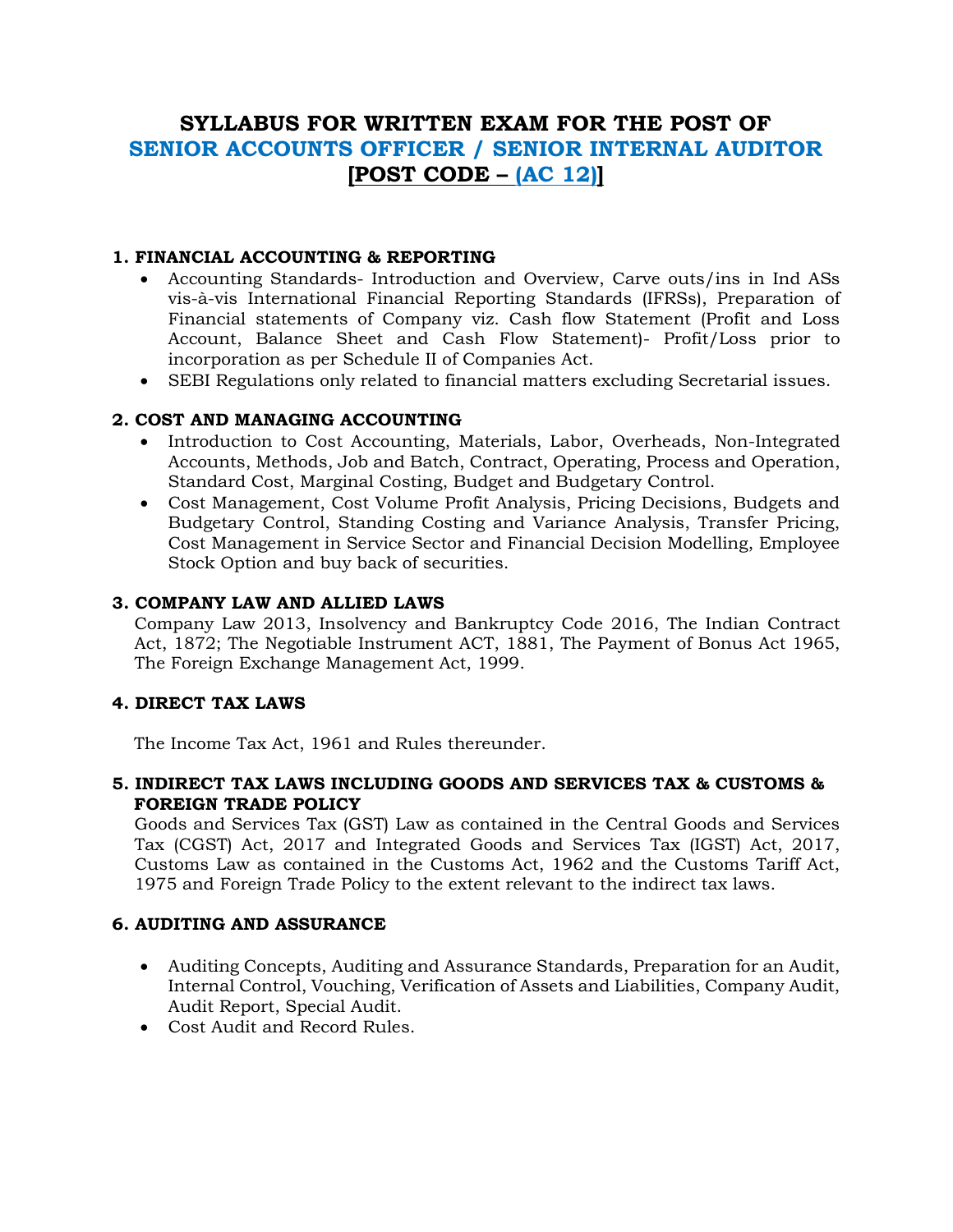# SYLLABUS FOR WRITTEN EXAM FOR THE POST OF SENIOR ACCOUNTS OFFICER / SENIOR INTERNAL AUDITOR [POST CODE – (AC 12)]

### 1. FINANCIAL ACCOUNTING & REPORTING

- Accounting Standards- Introduction and Overview, Carve outs/ins in Ind ASs vis-à-vis International Financial Reporting Standards (IFRSs), Preparation of Financial statements of Company viz. Cash flow Statement (Profit and Loss Account, Balance Sheet and Cash Flow Statement)- Profit/Loss prior to incorporation as per Schedule II of Companies Act.
- SEBI Regulations only related to financial matters excluding Secretarial issues.

### 2. COST AND MANAGING ACCOUNTING

- Introduction to Cost Accounting, Materials, Labor, Overheads, Non-Integrated Accounts, Methods, Job and Batch, Contract, Operating, Process and Operation, Standard Cost, Marginal Costing, Budget and Budgetary Control.
- Cost Management, Cost Volume Profit Analysis, Pricing Decisions, Budgets and Budgetary Control, Standing Costing and Variance Analysis, Transfer Pricing, Cost Management in Service Sector and Financial Decision Modelling, Employee Stock Option and buy back of securities.

### 3. COMPANY LAW AND ALLIED LAWS

Company Law 2013, Insolvency and Bankruptcy Code 2016, The Indian Contract Act, 1872; The Negotiable Instrument ACT, 1881, The Payment of Bonus Act 1965, The Foreign Exchange Management Act, 1999.

### 4. DIRECT TAX LAWS

The Income Tax Act, 1961 and Rules thereunder.

### 5. INDIRECT TAX LAWS INCLUDING GOODS AND SERVICES TAX & CUSTOMS & FOREIGN TRADE POLICY

Goods and Services Tax (GST) Law as contained in the Central Goods and Services Tax (CGST) Act, 2017 and Integrated Goods and Services Tax (IGST) Act, 2017, Customs Law as contained in the Customs Act, 1962 and the Customs Tariff Act, 1975 and Foreign Trade Policy to the extent relevant to the indirect tax laws.

### 6. AUDITING AND ASSURANCE

- Auditing Concepts, Auditing and Assurance Standards, Preparation for an Audit, Internal Control, Vouching, Verification of Assets and Liabilities, Company Audit, Audit Report, Special Audit.
- Cost Audit and Record Rules.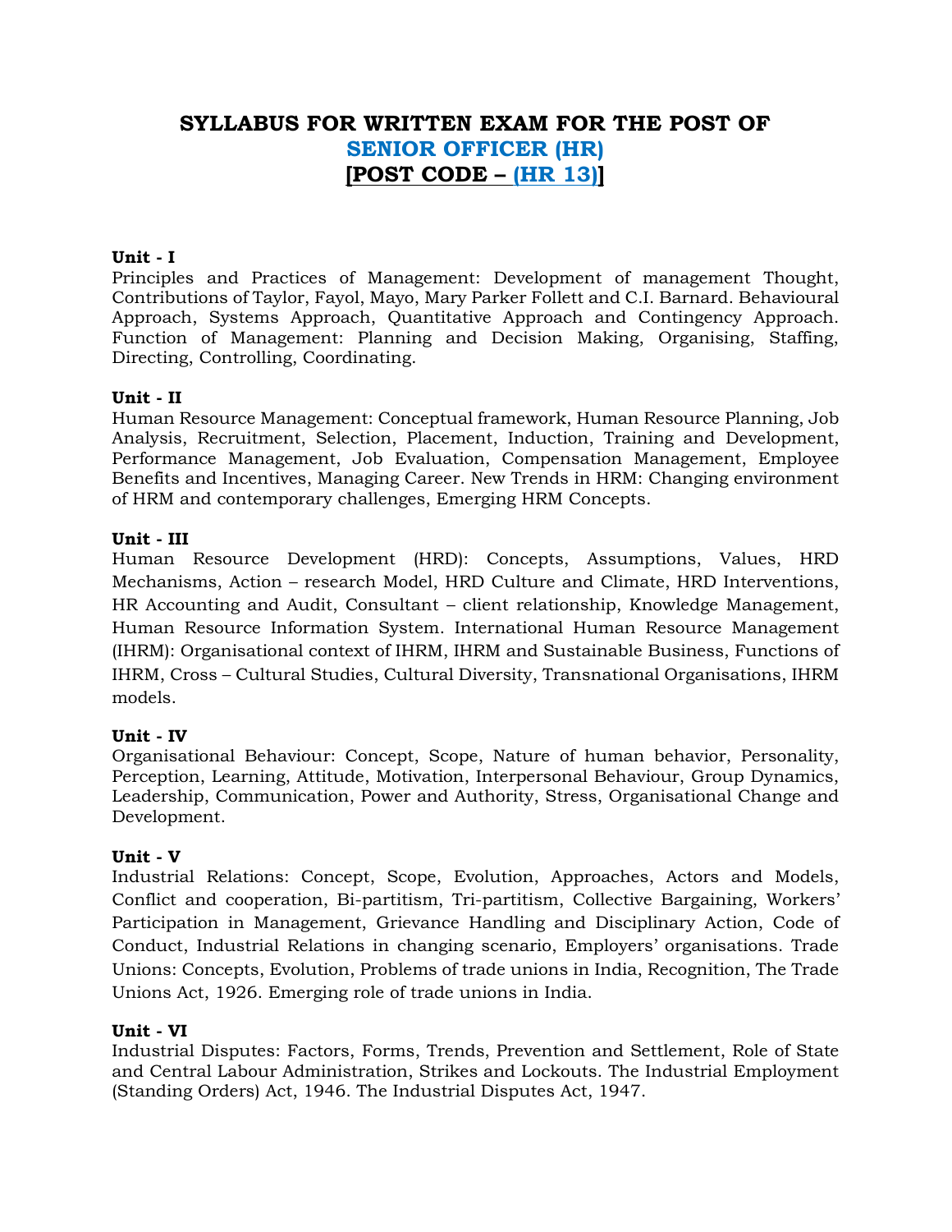# SYLLABUS FOR WRITTEN EXAM FOR THE POST OF
# SENIOR OFFICER (HR)
# [POST CODE – (HR 13)]

**Unit - I**

Principles and Practices of Management: Development of management Thought, Contributions of Taylor, Fayol, Mayo, Mary Parker Follett and C.I. Barnard. Behavioural Approach, Systems Approach, Quantitative Approach and Contingency Approach. Function of Management: Planning and Decision Making, Organising, Staffing, Directing, Controlling, Coordinating.

**Unit - II**

Human Resource Management: Conceptual framework, Human Resource Planning, Job Analysis, Recruitment, Selection, Placement, Induction, Training and Development, Performance Management, Job Evaluation, Compensation Management, Employee Benefits and Incentives, Managing Career. New Trends in HRM: Changing environment of HRM and contemporary challenges, Emerging HRM Concepts.

**Unit - III**

Human Resource Development (HRD): Concepts, Assumptions, Values, HRD Mechanisms, Action – research Model, HRD Culture and Climate, HRD Interventions, HR Accounting and Audit, Consultant – client relationship, Knowledge Management, Human Resource Information System. International Human Resource Management (IHRM): Organisational context of IHRM, IHRM and Sustainable Business, Functions of IHRM, Cross – Cultural Studies, Cultural Diversity, Transnational Organisations, IHRM models.

**Unit - IV**

Organisational Behaviour: Concept, Scope, Nature of human behavior, Personality, Perception, Learning, Attitude, Motivation, Interpersonal Behaviour, Group Dynamics, Leadership, Communication, Power and Authority, Stress, Organisational Change and Development.

**Unit - V**

Industrial Relations: Concept, Scope, Evolution, Approaches, Actors and Models, Conflict and cooperation, Bi-partitism, Tri-partitism, Collective Bargaining, Workers' Participation in Management, Grievance Handling and Disciplinary Action, Code of Conduct, Industrial Relations in changing scenario, Employers' organisations. Trade Unions: Concepts, Evolution, Problems of trade unions in India, Recognition, The Trade Unions Act, 1926. Emerging role of trade unions in India.

**Unit - VI**

Industrial Disputes: Factors, Forms, Trends, Prevention and Settlement, Role of State and Central Labour Administration, Strikes and Lockouts. The Industrial Employment (Standing Orders) Act, 1946. The Industrial Disputes Act, 1947.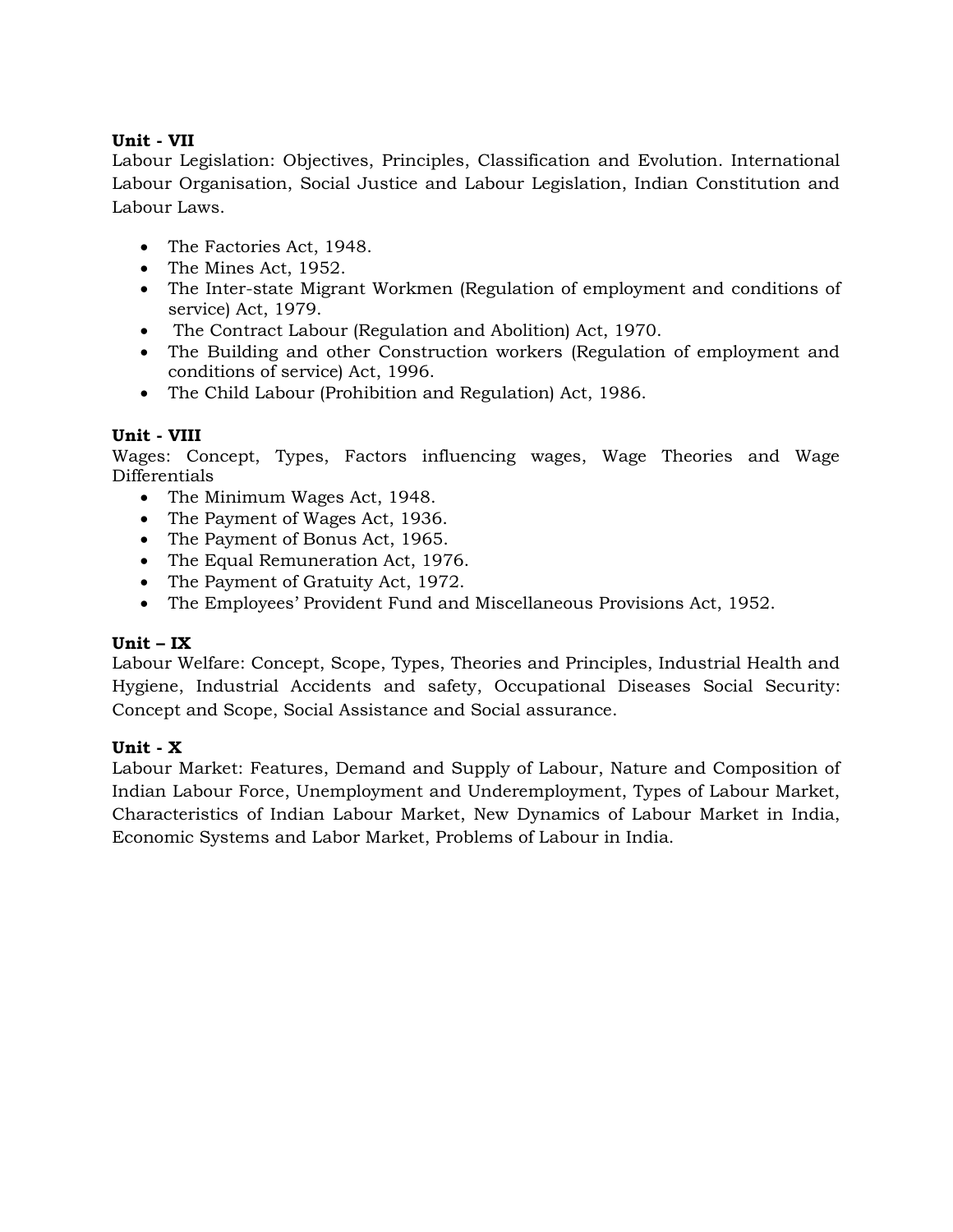**Unit - VII**

Labour Legislation: Objectives, Principles, Classification and Evolution. International Labour Organisation, Social Justice and Labour Legislation, Indian Constitution and Labour Laws.

- The Factories Act, 1948.
- The Mines Act, 1952.
- The Inter-state Migrant Workmen (Regulation of employment and conditions of service) Act, 1979.
- The Contract Labour (Regulation and Abolition) Act, 1970.
- The Building and other Construction workers (Regulation of employment and conditions of service) Act, 1996.
- The Child Labour (Prohibition and Regulation) Act, 1986.

**Unit - VIII**

Wages: Concept, Types, Factors influencing wages, Wage Theories and Wage Differentials

- The Minimum Wages Act, 1948.
- The Payment of Wages Act, 1936.
- The Payment of Bonus Act, 1965.
- The Equal Remuneration Act, 1976.
- The Payment of Gratuity Act, 1972.
- The Employees' Provident Fund and Miscellaneous Provisions Act, 1952.

**Unit – IX**

Labour Welfare: Concept, Scope, Types, Theories and Principles, Industrial Health and Hygiene, Industrial Accidents and safety, Occupational Diseases Social Security: Concept and Scope, Social Assistance and Social assurance.

**Unit - X**

Labour Market: Features, Demand and Supply of Labour, Nature and Composition of Indian Labour Force, Unemployment and Underemployment, Types of Labour Market, Characteristics of Indian Labour Market, New Dynamics of Labour Market in India, Economic Systems and Labor Market, Problems of Labour in India.